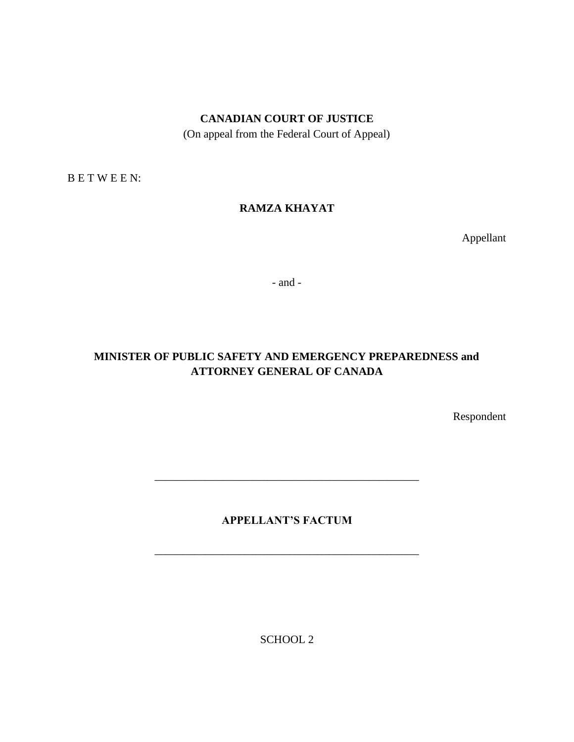**CANADIAN COURT OF JUSTICE**

(On appeal from the Federal Court of Appeal)

B E T W E E N:

**RAMZA KHAYAT**

Appellant

- and -

**MINISTER OF PUBLIC SAFETY AND EMERGENCY PREPAREDNESS and ATTORNEY GENERAL OF CANADA**

Respondent

---

**APPELLANT'S FACTUM**

---

SCHOOL 2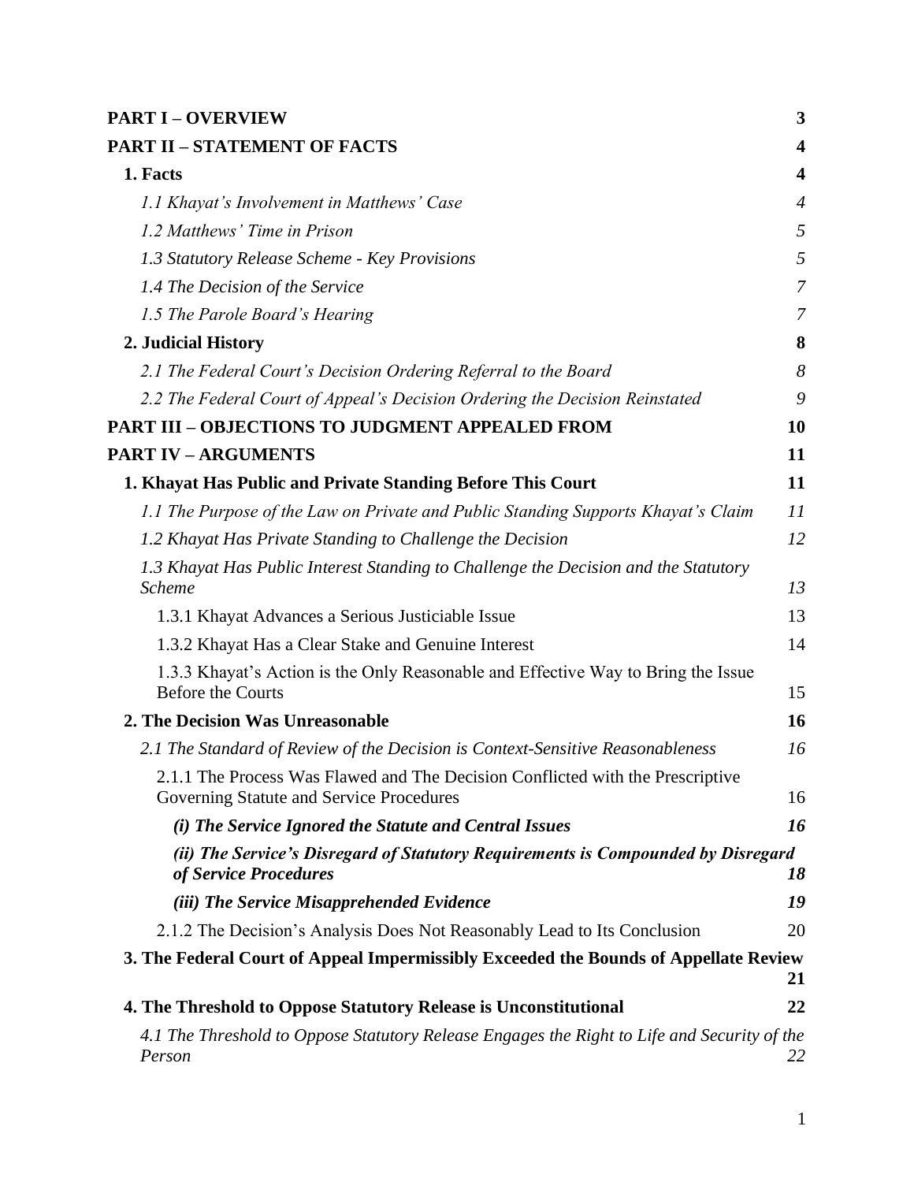| | |
|---|---|
| **PART I – OVERVIEW** | **3** |
| **PART II – STATEMENT OF FACTS** | **4** |
| **1. Facts** | **4** |
| *1.1 Khayat's Involvement in Matthews' Case* | *4* |
| *1.2 Matthews' Time in Prison* | *5* |
| *1.3 Statutory Release Scheme - Key Provisions* | *5* |
| *1.4 The Decision of the Service* | *7* |
| *1.5 The Parole Board's Hearing* | *7* |
| **2. Judicial History** | **8** |
| *2.1 The Federal Court's Decision Ordering Referral to the Board* | *8* |
| *2.2 The Federal Court of Appeal's Decision Ordering the Decision Reinstated* | *9* |
| **PART III – OBJECTIONS TO JUDGMENT APPEALED FROM** | **10** |
| **PART IV – ARGUMENTS** | **11** |
| **1. Khayat Has Public and Private Standing Before This Court** | **11** |
| *1.1 The Purpose of the Law on Private and Public Standing Supports Khayat's Claim* | *11* |
| *1.2 Khayat Has Private Standing to Challenge the Decision* | *12* |
| *1.3 Khayat Has Public Interest Standing to Challenge the Decision and the Statutory Scheme* | *13* |
| 1.3.1 Khayat Advances a Serious Justiciable Issue | 13 |
| 1.3.2 Khayat Has a Clear Stake and Genuine Interest | 14 |
| 1.3.3 Khayat's Action is the Only Reasonable and Effective Way to Bring the Issue Before the Courts | 15 |
| **2. The Decision Was Unreasonable** | **16** |
| *2.1 The Standard of Review of the Decision is Context-Sensitive Reasonableness* | *16* |
| 2.1.1 The Process Was Flawed and The Decision Conflicted with the Prescriptive Governing Statute and Service Procedures | 16 |
| ***(i) The Service Ignored the Statute and Central Issues*** | ***16*** |
| ***(ii) The Service's Disregard of Statutory Requirements is Compounded by Disregard of Service Procedures*** | ***18*** |
| ***(iii) The Service Misapprehended Evidence*** | ***19*** |
| 2.1.2 The Decision's Analysis Does Not Reasonably Lead to Its Conclusion | 20 |
| **3. The Federal Court of Appeal Impermissibly Exceeded the Bounds of Appellate Review** | **21** |
| **4. The Threshold to Oppose Statutory Release is Unconstitutional** | **22** |
| *4.1 The Threshold to Oppose Statutory Release Engages the Right to Life and Security of the Person* | *22* |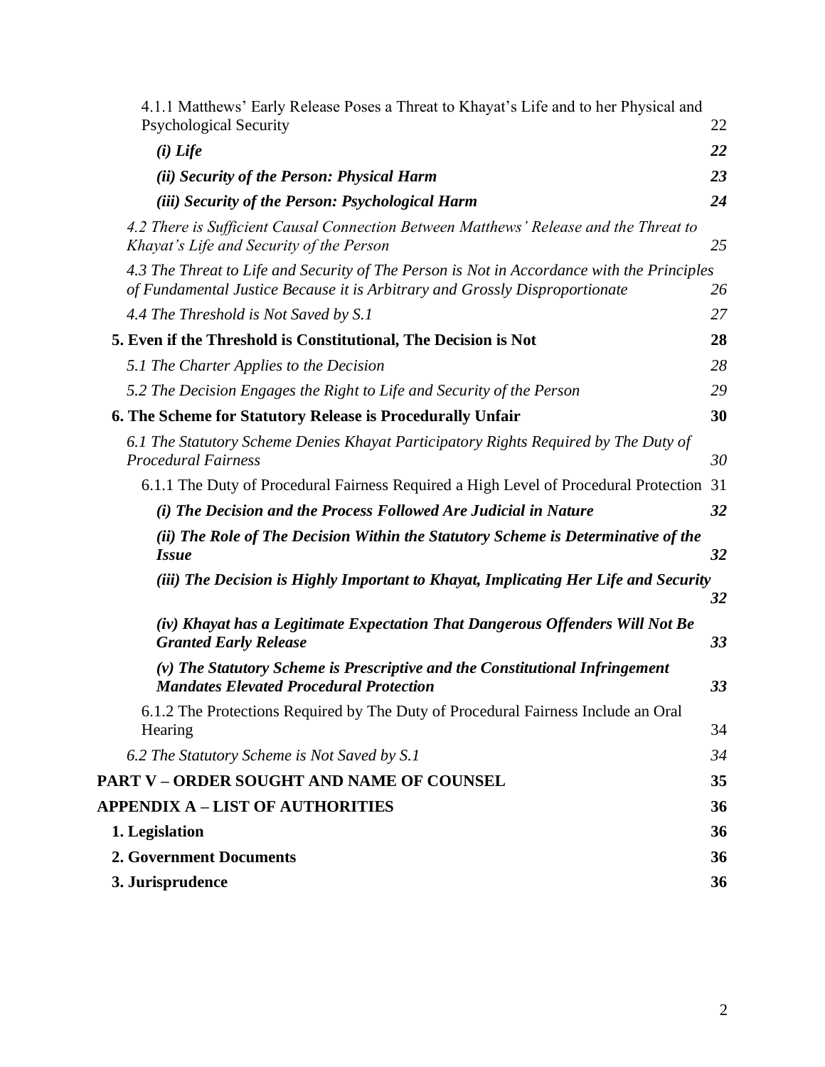4.1.1 Matthews' Early Release Poses a Threat to Khayat's Life and to her Physical and Psychological Security 22

***(i) Life*** **22**

***(ii) Security of the Person: Physical Harm*** **23**

***(iii) Security of the Person: Psychological Harm*** **24**

*4.2 There is Sufficient Causal Connection Between Matthews' Release and the Threat to Khayat's Life and Security of the Person* *25*

*4.3 The Threat to Life and Security of The Person is Not in Accordance with the Principles of Fundamental Justice Because it is Arbitrary and Grossly Disproportionate* *26*

*4.4 The Threshold is Not Saved by S.1* *27*

**5. Even if the Threshold is Constitutional, The Decision is Not** **28**

*5.1 The Charter Applies to the Decision* *28*

*5.2 The Decision Engages the Right to Life and Security of the Person* *29*

**6. The Scheme for Statutory Release is Procedurally Unfair** **30**

*6.1 The Statutory Scheme Denies Khayat Participatory Rights Required by The Duty of Procedural Fairness* *30*

6.1.1 The Duty of Procedural Fairness Required a High Level of Procedural Protection 31

***(i) The Decision and the Process Followed Are Judicial in Nature*** **32**

***(ii) The Role of The Decision Within the Statutory Scheme is Determinative of the Issue*** **32**

***(iii) The Decision is Highly Important to Khayat, Implicating Her Life and Security*** **32**

***(iv) Khayat has a Legitimate Expectation That Dangerous Offenders Will Not Be Granted Early Release*** **33**

***(v) The Statutory Scheme is Prescriptive and the Constitutional Infringement Mandates Elevated Procedural Protection*** **33**

6.1.2 The Protections Required by The Duty of Procedural Fairness Include an Oral Hearing 34

*6.2 The Statutory Scheme is Not Saved by S.1* *34*

**PART V – ORDER SOUGHT AND NAME OF COUNSEL** **35**

**APPENDIX A – LIST OF AUTHORITIES** **36**

**1. Legislation** **36**

**2. Government Documents** **36**

**3. Jurisprudence** **36**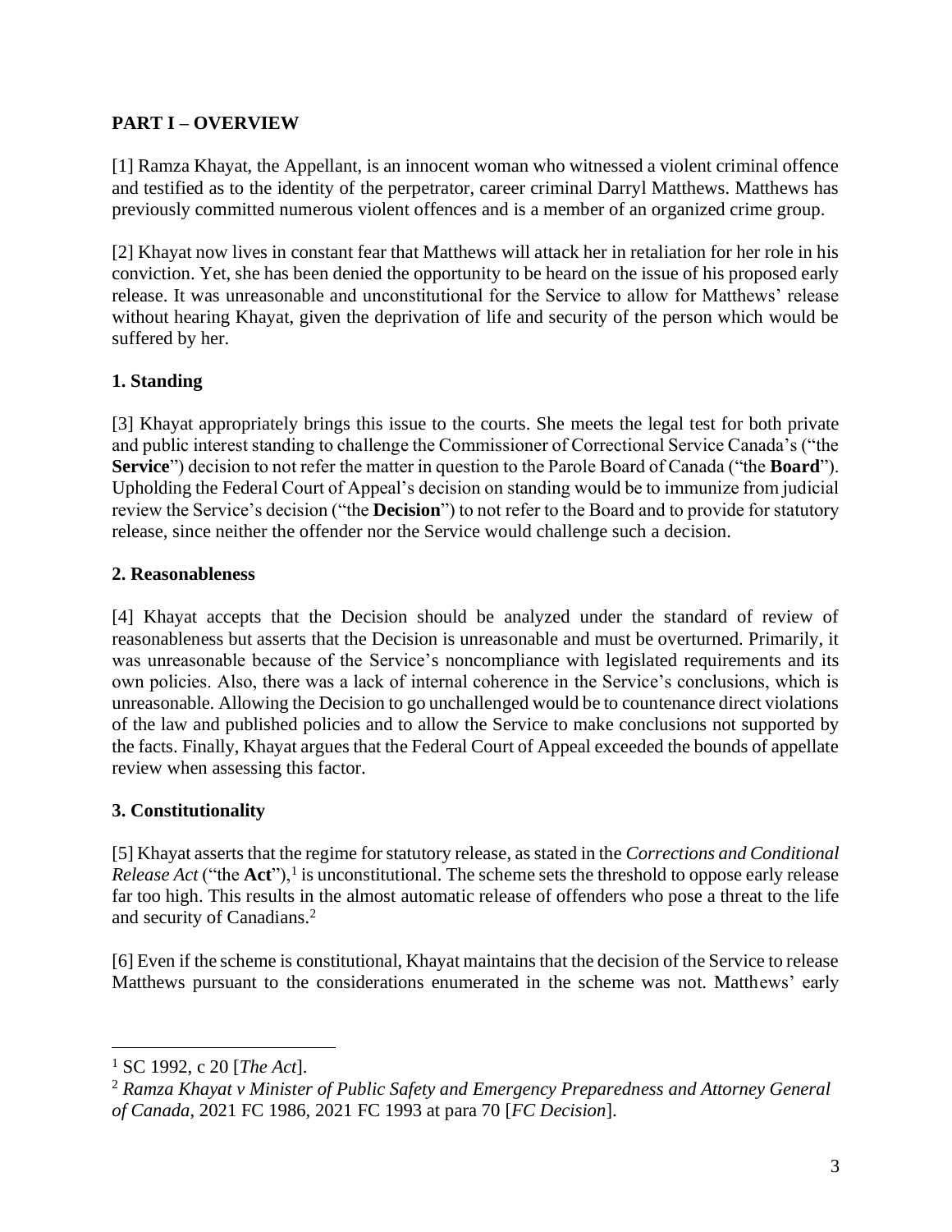## PART I – OVERVIEW

[1] Ramza Khayat, the Appellant, is an innocent woman who witnessed a violent criminal offence and testified as to the identity of the perpetrator, career criminal Darryl Matthews. Matthews has previously committed numerous violent offences and is a member of an organized crime group.

[2] Khayat now lives in constant fear that Matthews will attack her in retaliation for her role in his conviction. Yet, she has been denied the opportunity to be heard on the issue of his proposed early release. It was unreasonable and unconstitutional for the Service to allow for Matthews' release without hearing Khayat, given the deprivation of life and security of the person which would be suffered by her.

### 1. Standing

[3] Khayat appropriately brings this issue to the courts. She meets the legal test for both private and public interest standing to challenge the Commissioner of Correctional Service Canada's ("the **Service**") decision to not refer the matter in question to the Parole Board of Canada ("the **Board**"). Upholding the Federal Court of Appeal's decision on standing would be to immunize from judicial review the Service's decision ("the **Decision**") to not refer to the Board and to provide for statutory release, since neither the offender nor the Service would challenge such a decision.

### 2. Reasonableness

[4] Khayat accepts that the Decision should be analyzed under the standard of review of reasonableness but asserts that the Decision is unreasonable and must be overturned. Primarily, it was unreasonable because of the Service's noncompliance with legislated requirements and its own policies. Also, there was a lack of internal coherence in the Service's conclusions, which is unreasonable. Allowing the Decision to go unchallenged would be to countenance direct violations of the law and published policies and to allow the Service to make conclusions not supported by the facts. Finally, Khayat argues that the Federal Court of Appeal exceeded the bounds of appellate review when assessing this factor.

### 3. Constitutionality

[5] Khayat asserts that the regime for statutory release, as stated in the *Corrections and Conditional Release Act* ("the **Act**"),[1] is unconstitutional. The scheme sets the threshold to oppose early release far too high. This results in the almost automatic release of offenders who pose a threat to the life and security of Canadians.[2]

[6] Even if the scheme is constitutional, Khayat maintains that the decision of the Service to release Matthews pursuant to the considerations enumerated in the scheme was not. Matthews' early

---

[1] SC 1992, c 20 [*The Act*].

[2] *Ramza Khayat v Minister of Public Safety and Emergency Preparedness and Attorney General of Canada*, 2021 FC 1986, 2021 FC 1993 at para 70 [*FC Decision*].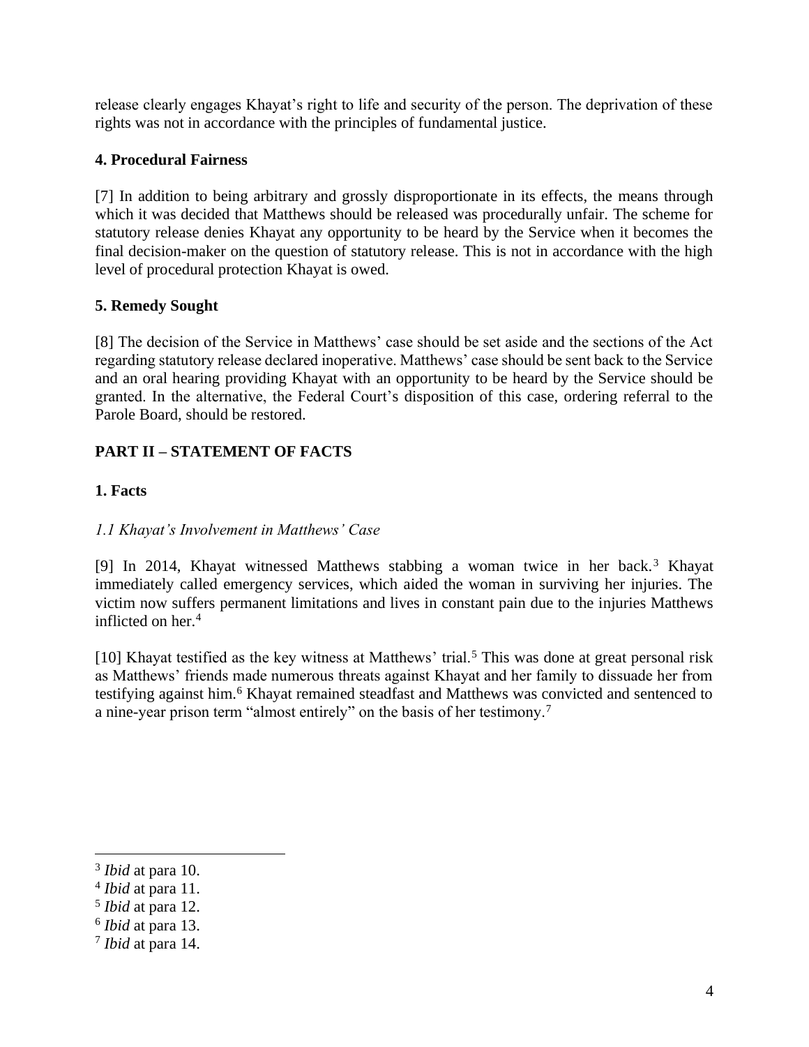release clearly engages Khayat's right to life and security of the person. The deprivation of these rights was not in accordance with the principles of fundamental justice.

### 4. Procedural Fairness

[7] In addition to being arbitrary and grossly disproportionate in its effects, the means through which it was decided that Matthews should be released was procedurally unfair. The scheme for statutory release denies Khayat any opportunity to be heard by the Service when it becomes the final decision-maker on the question of statutory release. This is not in accordance with the high level of procedural protection Khayat is owed.

### 5. Remedy Sought

[8] The decision of the Service in Matthews' case should be set aside and the sections of the Act regarding statutory release declared inoperative. Matthews' case should be sent back to the Service and an oral hearing providing Khayat with an opportunity to be heard by the Service should be granted. In the alternative, the Federal Court's disposition of this case, ordering referral to the Parole Board, should be restored.

## PART II – STATEMENT OF FACTS

### 1. Facts

#### *1.1 Khayat's Involvement in Matthews' Case*

[9] In 2014, Khayat witnessed Matthews stabbing a woman twice in her back.[3] Khayat immediately called emergency services, which aided the woman in surviving her injuries. The victim now suffers permanent limitations and lives in constant pain due to the injuries Matthews inflicted on her.[4]

[10] Khayat testified as the key witness at Matthews' trial.[5] This was done at great personal risk as Matthews' friends made numerous threats against Khayat and her family to dissuade her from testifying against him.[6] Khayat remained steadfast and Matthews was convicted and sentenced to a nine-year prison term "almost entirely" on the basis of her testimony.[7]

---

[3] *Ibid* at para 10.
[4] *Ibid* at para 11.
[5] *Ibid* at para 12.
[6] *Ibid* at para 13.
[7] *Ibid* at para 14.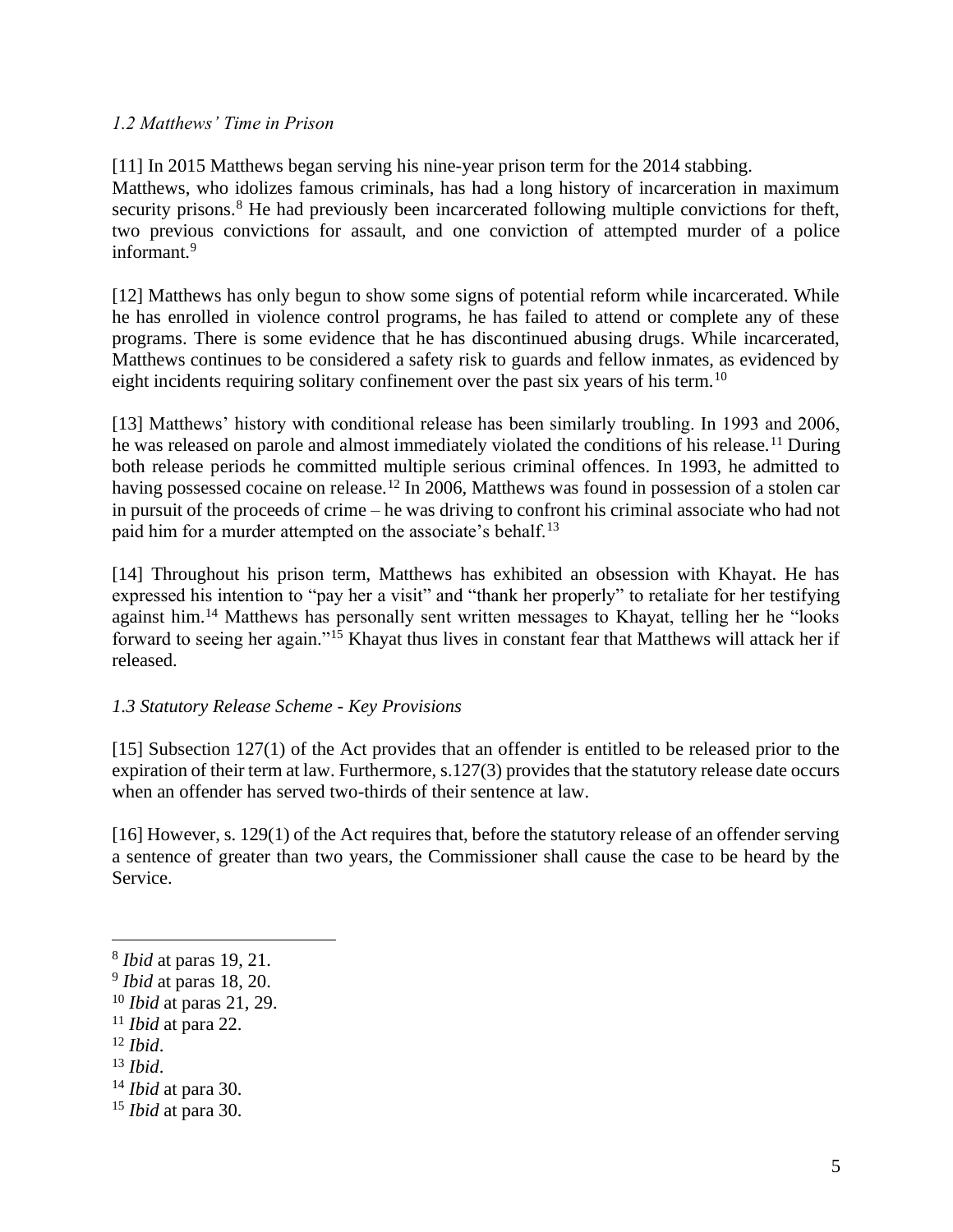### *1.2 Matthews' Time in Prison*

[11] In 2015 Matthews began serving his nine-year prison term for the 2014 stabbing. Matthews, who idolizes famous criminals, has had a long history of incarceration in maximum security prisons.[8] He had previously been incarcerated following multiple convictions for theft, two previous convictions for assault, and one conviction of attempted murder of a police informant.[9]

[12] Matthews has only begun to show some signs of potential reform while incarcerated. While he has enrolled in violence control programs, he has failed to attend or complete any of these programs. There is some evidence that he has discontinued abusing drugs. While incarcerated, Matthews continues to be considered a safety risk to guards and fellow inmates, as evidenced by eight incidents requiring solitary confinement over the past six years of his term.[10]

[13] Matthews' history with conditional release has been similarly troubling. In 1993 and 2006, he was released on parole and almost immediately violated the conditions of his release.[11] During both release periods he committed multiple serious criminal offences. In 1993, he admitted to having possessed cocaine on release.[12] In 2006, Matthews was found in possession of a stolen car in pursuit of the proceeds of crime – he was driving to confront his criminal associate who had not paid him for a murder attempted on the associate's behalf.[13]

[14] Throughout his prison term, Matthews has exhibited an obsession with Khayat. He has expressed his intention to "pay her a visit" and "thank her properly" to retaliate for her testifying against him.[14] Matthews has personally sent written messages to Khayat, telling her he "looks forward to seeing her again."[15] Khayat thus lives in constant fear that Matthews will attack her if released.

### *1.3 Statutory Release Scheme - Key Provisions*

[15] Subsection 127(1) of the Act provides that an offender is entitled to be released prior to the expiration of their term at law. Furthermore, s.127(3) provides that the statutory release date occurs when an offender has served two-thirds of their sentence at law.

[16] However, s. 129(1) of the Act requires that, before the statutory release of an offender serving a sentence of greater than two years, the Commissioner shall cause the case to be heard by the Service.

---

[8] *Ibid* at paras 19, 21.
[9] *Ibid* at paras 18, 20.
[10] *Ibid* at paras 21, 29.
[11] *Ibid* at para 22.
[12] *Ibid*.
[13] *Ibid*.
[14] *Ibid* at para 30.
[15] *Ibid* at para 30.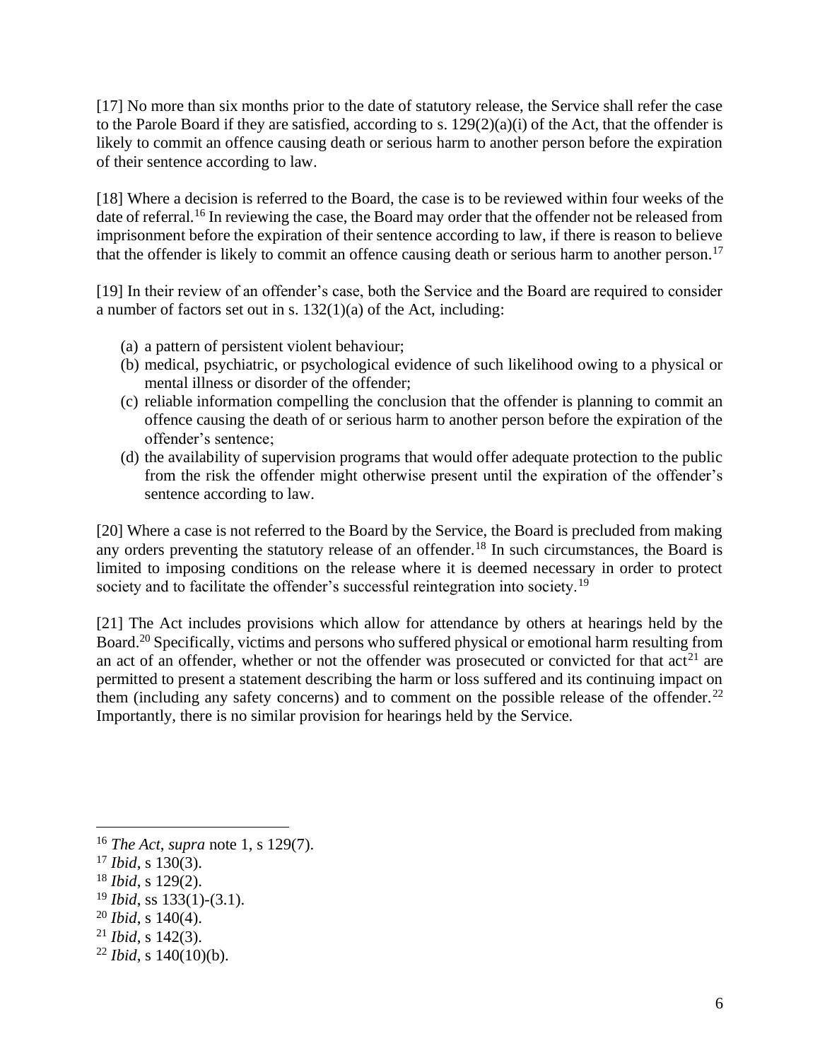[17] No more than six months prior to the date of statutory release, the Service shall refer the case to the Parole Board if they are satisfied, according to s. 129(2)(a)(i) of the Act, that the offender is likely to commit an offence causing death or serious harm to another person before the expiration of their sentence according to law.

[18] Where a decision is referred to the Board, the case is to be reviewed within four weeks of the date of referral.[16] In reviewing the case, the Board may order that the offender not be released from imprisonment before the expiration of their sentence according to law, if there is reason to believe that the offender is likely to commit an offence causing death or serious harm to another person.[17]

[19] In their review of an offender's case, both the Service and the Board are required to consider a number of factors set out in s. 132(1)(a) of the Act, including:

(a) a pattern of persistent violent behaviour;
(b) medical, psychiatric, or psychological evidence of such likelihood owing to a physical or mental illness or disorder of the offender;
(c) reliable information compelling the conclusion that the offender is planning to commit an offence causing the death of or serious harm to another person before the expiration of the offender's sentence;
(d) the availability of supervision programs that would offer adequate protection to the public from the risk the offender might otherwise present until the expiration of the offender's sentence according to law.

[20] Where a case is not referred to the Board by the Service, the Board is precluded from making any orders preventing the statutory release of an offender.[18] In such circumstances, the Board is limited to imposing conditions on the release where it is deemed necessary in order to protect society and to facilitate the offender's successful reintegration into society.[19]

[21] The Act includes provisions which allow for attendance by others at hearings held by the Board.[20] Specifically, victims and persons who suffered physical or emotional harm resulting from an act of an offender, whether or not the offender was prosecuted or convicted for that act[21] are permitted to present a statement describing the harm or loss suffered and its continuing impact on them (including any safety concerns) and to comment on the possible release of the offender.[22] Importantly, there is no similar provision for hearings held by the Service.

---

[16] *The Act*, *supra* note 1, s 129(7).
[17] *Ibid*, s 130(3).
[18] *Ibid*, s 129(2).
[19] *Ibid*, ss 133(1)-(3.1).
[20] *Ibid*, s 140(4).
[21] *Ibid*, s 142(3).
[22] *Ibid*, s 140(10)(b).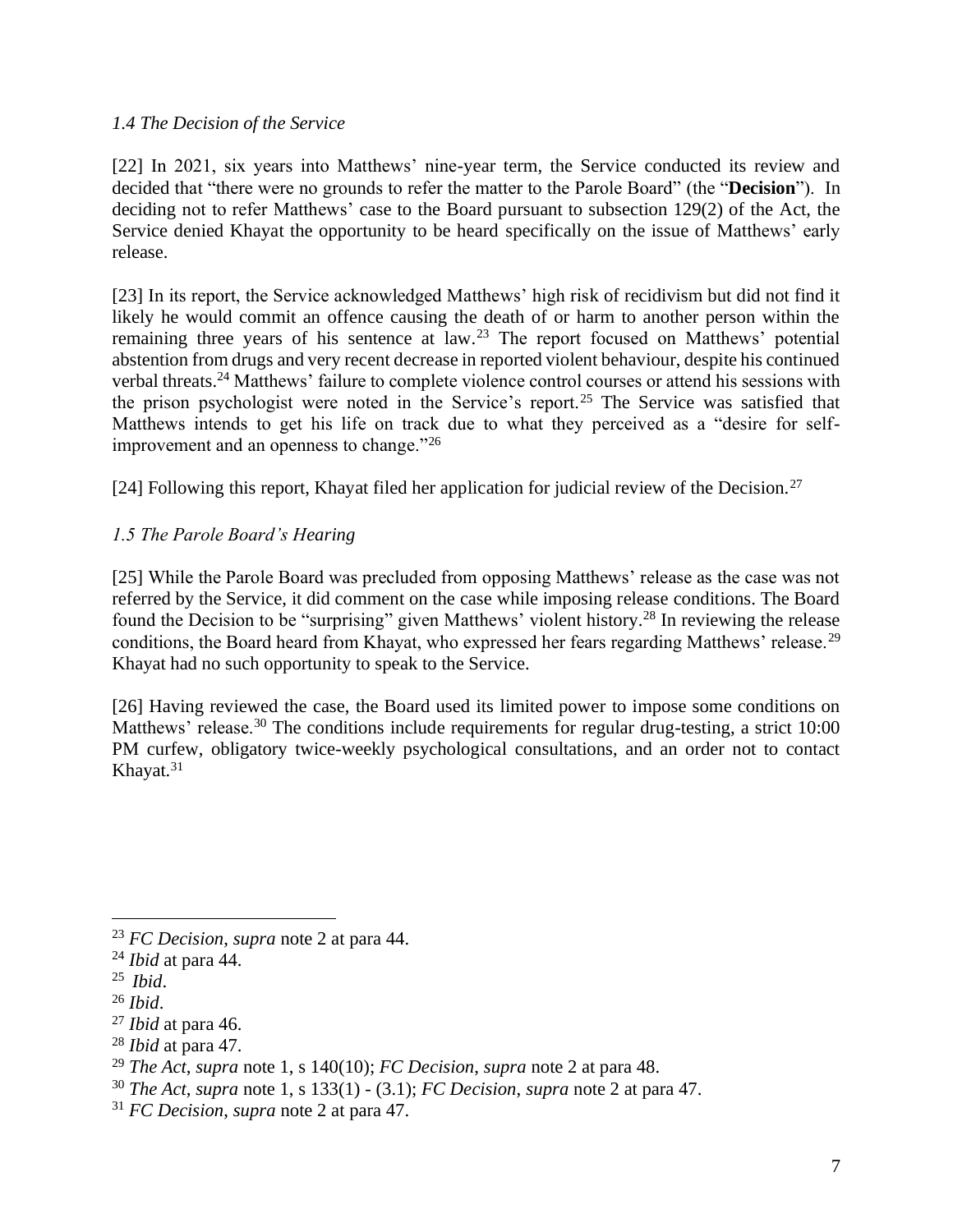### *1.4 The Decision of the Service*

[22] In 2021, six years into Matthews' nine-year term, the Service conducted its review and decided that "there were no grounds to refer the matter to the Parole Board" (the "**Decision**"). In deciding not to refer Matthews' case to the Board pursuant to subsection 129(2) of the Act, the Service denied Khayat the opportunity to be heard specifically on the issue of Matthews' early release.

[23] In its report, the Service acknowledged Matthews' high risk of recidivism but did not find it likely he would commit an offence causing the death of or harm to another person within the remaining three years of his sentence at law.[23] The report focused on Matthews' potential abstention from drugs and very recent decrease in reported violent behaviour, despite his continued verbal threats.[24] Matthews' failure to complete violence control courses or attend his sessions with the prison psychologist were noted in the Service's report.[25] The Service was satisfied that Matthews intends to get his life on track due to what they perceived as a "desire for self-improvement and an openness to change."[26]

[24] Following this report, Khayat filed her application for judicial review of the Decision.[27]

### *1.5 The Parole Board's Hearing*

[25] While the Parole Board was precluded from opposing Matthews' release as the case was not referred by the Service, it did comment on the case while imposing release conditions. The Board found the Decision to be "surprising" given Matthews' violent history.[28] In reviewing the release conditions, the Board heard from Khayat, who expressed her fears regarding Matthews' release.[29] Khayat had no such opportunity to speak to the Service.

[26] Having reviewed the case, the Board used its limited power to impose some conditions on Matthews' release.[30] The conditions include requirements for regular drug-testing, a strict 10:00 PM curfew, obligatory twice-weekly psychological consultations, and an order not to contact Khayat.[31]

---

[23] *FC Decision*, *supra* note 2 at para 44.

[24] *Ibid* at para 44.

[25] *Ibid*.

[26] *Ibid*.

[27] *Ibid* at para 46.

[28] *Ibid* at para 47.

[29] *The Act*, *supra* note 1, s 140(10); *FC Decision*, *supra* note 2 at para 48.

[30] *The Act*, *supra* note 1, s 133(1) - (3.1); *FC Decision*, *supra* note 2 at para 47.

[31] *FC Decision*, *supra* note 2 at para 47.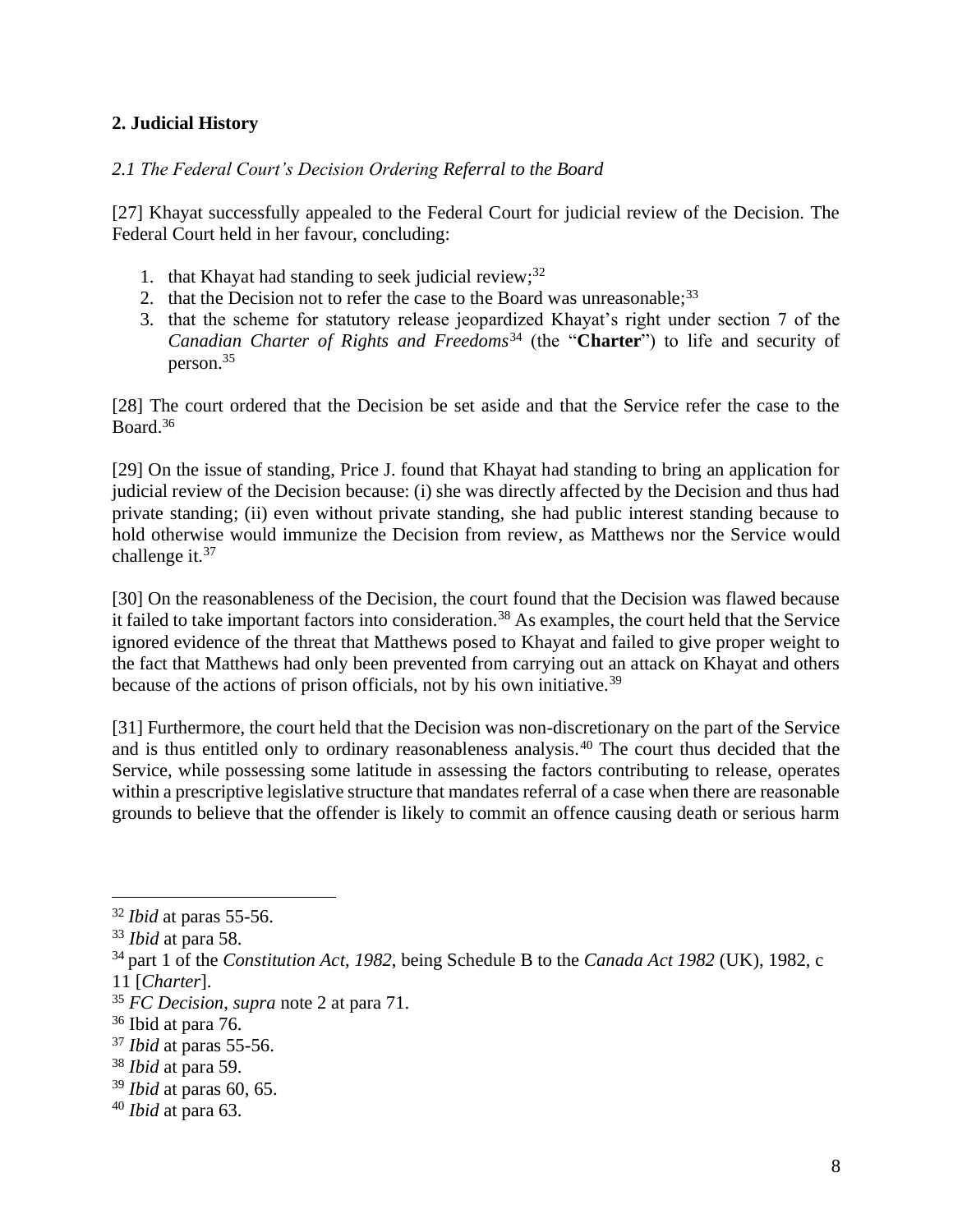## 2. Judicial History

### *2.1 The Federal Court's Decision Ordering Referral to the Board*

[27] Khayat successfully appealed to the Federal Court for judicial review of the Decision. The Federal Court held in her favour, concluding:

1. that Khayat had standing to seek judicial review;[32]
2. that the Decision not to refer the case to the Board was unreasonable;[33]
3. that the scheme for statutory release jeopardized Khayat's right under section 7 of the *Canadian Charter of Rights and Freedoms*[34] (the "**Charter**") to life and security of person.[35]

[28] The court ordered that the Decision be set aside and that the Service refer the case to the Board.[36]

[29] On the issue of standing, Price J. found that Khayat had standing to bring an application for judicial review of the Decision because: (i) she was directly affected by the Decision and thus had private standing; (ii) even without private standing, she had public interest standing because to hold otherwise would immunize the Decision from review, as Matthews nor the Service would challenge it.[37]

[30] On the reasonableness of the Decision, the court found that the Decision was flawed because it failed to take important factors into consideration.[38] As examples, the court held that the Service ignored evidence of the threat that Matthews posed to Khayat and failed to give proper weight to the fact that Matthews had only been prevented from carrying out an attack on Khayat and others because of the actions of prison officials, not by his own initiative.[39]

[31] Furthermore, the court held that the Decision was non-discretionary on the part of the Service and is thus entitled only to ordinary reasonableness analysis.[40] The court thus decided that the Service, while possessing some latitude in assessing the factors contributing to release, operates within a prescriptive legislative structure that mandates referral of a case when there are reasonable grounds to believe that the offender is likely to commit an offence causing death or serious harm

---

[32] *Ibid* at paras 55-56.

[33] *Ibid* at para 58.

[34] part 1 of the *Constitution Act, 1982*, being Schedule B to the *Canada Act 1982* (UK), 1982, c 11 [*Charter*].

[35] *FC Decision*, *supra* note 2 at para 71.

[36] Ibid at para 76.

[37] *Ibid* at paras 55-56.

[38] *Ibid* at para 59.

[39] *Ibid* at paras 60, 65.

[40] *Ibid* at para 63.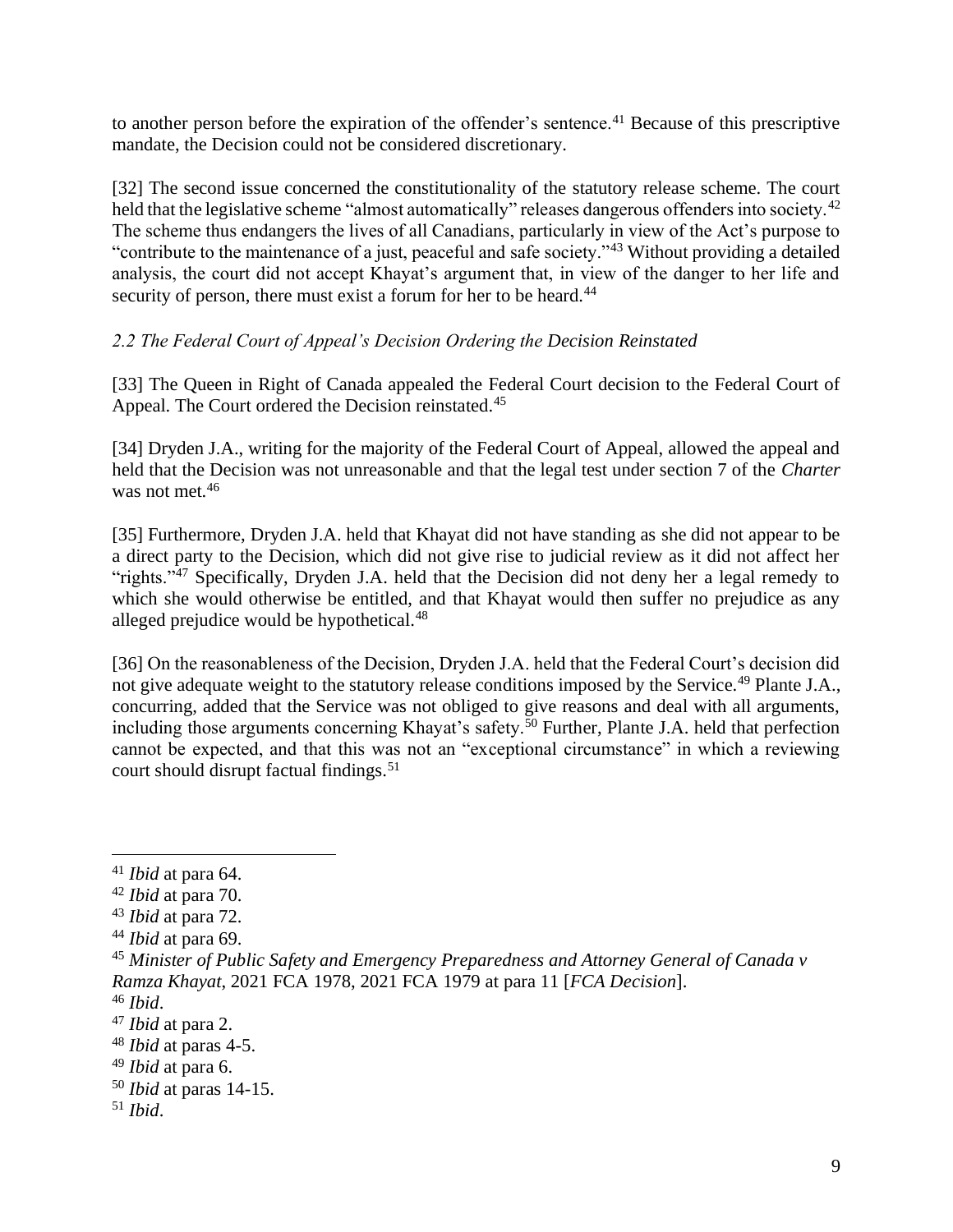to another person before the expiration of the offender's sentence.[41] Because of this prescriptive mandate, the Decision could not be considered discretionary.

[32] The second issue concerned the constitutionality of the statutory release scheme. The court held that the legislative scheme "almost automatically" releases dangerous offenders into society.[42] The scheme thus endangers the lives of all Canadians, particularly in view of the Act's purpose to "contribute to the maintenance of a just, peaceful and safe society."[43] Without providing a detailed analysis, the court did not accept Khayat's argument that, in view of the danger to her life and security of person, there must exist a forum for her to be heard.[44]

### *2.2 The Federal Court of Appeal's Decision Ordering the Decision Reinstated*

[33] The Queen in Right of Canada appealed the Federal Court decision to the Federal Court of Appeal. The Court ordered the Decision reinstated.[45]

[34] Dryden J.A., writing for the majority of the Federal Court of Appeal, allowed the appeal and held that the Decision was not unreasonable and that the legal test under section 7 of the *Charter* was not met.[46]

[35] Furthermore, Dryden J.A. held that Khayat did not have standing as she did not appear to be a direct party to the Decision, which did not give rise to judicial review as it did not affect her "rights."[47] Specifically, Dryden J.A. held that the Decision did not deny her a legal remedy to which she would otherwise be entitled, and that Khayat would then suffer no prejudice as any alleged prejudice would be hypothetical.[48]

[36] On the reasonableness of the Decision, Dryden J.A. held that the Federal Court's decision did not give adequate weight to the statutory release conditions imposed by the Service.[49] Plante J.A., concurring, added that the Service was not obliged to give reasons and deal with all arguments, including those arguments concerning Khayat's safety.[50] Further, Plante J.A. held that perfection cannot be expected, and that this was not an "exceptional circumstance" in which a reviewing court should disrupt factual findings.[51]

---

[41] *Ibid* at para 64.

[42] *Ibid* at para 70.

[43] *Ibid* at para 72.

[44] *Ibid* at para 69.

[45] ***Minister of Public Safety and Emergency Preparedness and Attorney General of Canada v Ramza Khayat***, 2021 FCA 1978, 2021 FCA 1979 at para 11 [*FCA Decision*].

[46] *Ibid*.

[47] *Ibid* at para 2.

[48] *Ibid* at paras 4-5.

[49] *Ibid* at para 6.

[50] *Ibid* at paras 14-15.

[51] *Ibid*.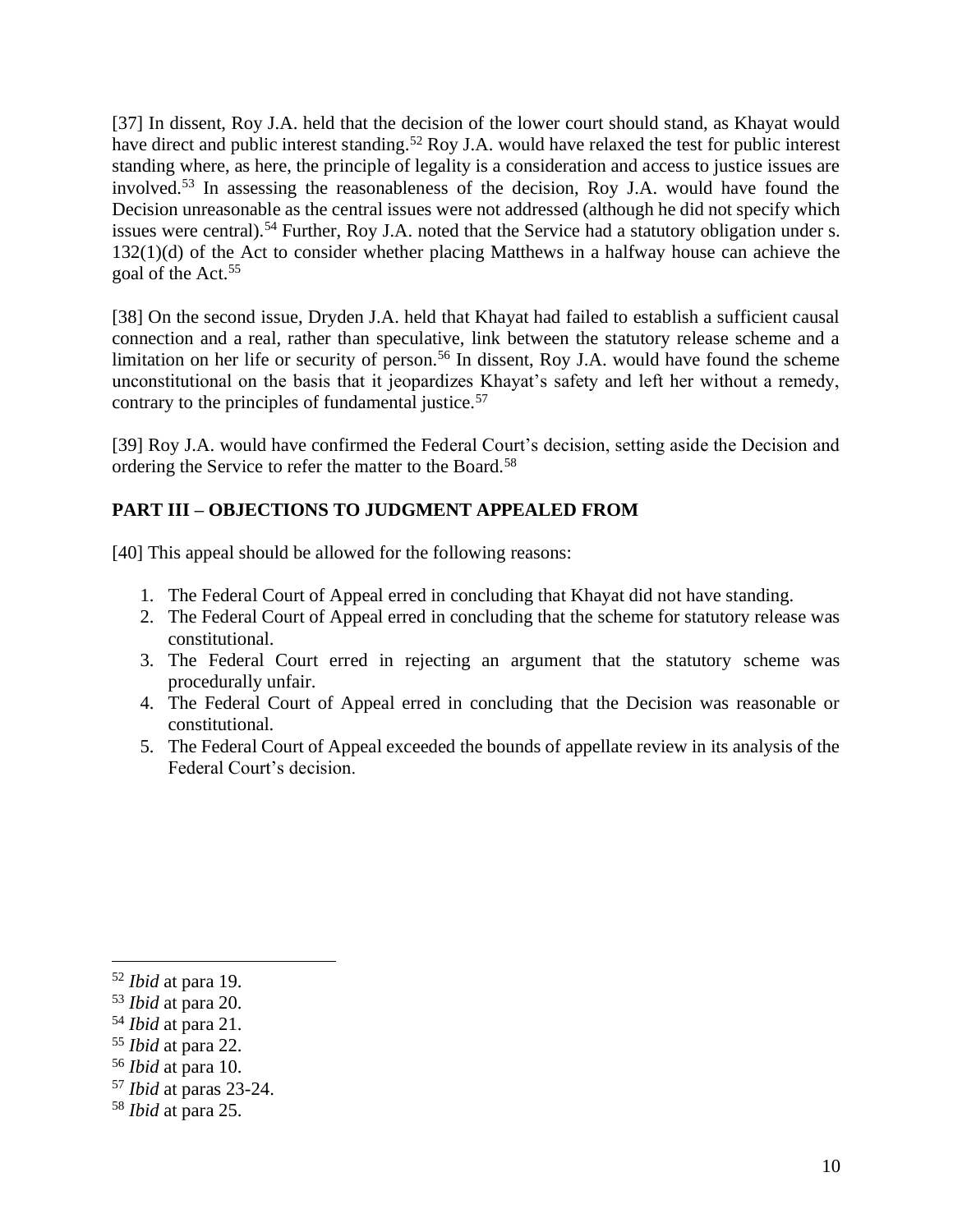[37] In dissent, Roy J.A. held that the decision of the lower court should stand, as Khayat would have direct and public interest standing.[52] Roy J.A. would have relaxed the test for public interest standing where, as here, the principle of legality is a consideration and access to justice issues are involved.[53] In assessing the reasonableness of the decision, Roy J.A. would have found the Decision unreasonable as the central issues were not addressed (although he did not specify which issues were central).[54] Further, Roy J.A. noted that the Service had a statutory obligation under s. 132(1)(d) of the Act to consider whether placing Matthews in a halfway house can achieve the goal of the Act.[55]

[38] On the second issue, Dryden J.A. held that Khayat had failed to establish a sufficient causal connection and a real, rather than speculative, link between the statutory release scheme and a limitation on her life or security of person.[56] In dissent, Roy J.A. would have found the scheme unconstitutional on the basis that it jeopardizes Khayat's safety and left her without a remedy, contrary to the principles of fundamental justice.[57]

[39] Roy J.A. would have confirmed the Federal Court's decision, setting aside the Decision and ordering the Service to refer the matter to the Board.[58]

## PART III – OBJECTIONS TO JUDGMENT APPEALED FROM

[40] This appeal should be allowed for the following reasons:

1. The Federal Court of Appeal erred in concluding that Khayat did not have standing.
2. The Federal Court of Appeal erred in concluding that the scheme for statutory release was constitutional.
3. The Federal Court erred in rejecting an argument that the statutory scheme was procedurally unfair.
4. The Federal Court of Appeal erred in concluding that the Decision was reasonable or constitutional.
5. The Federal Court of Appeal exceeded the bounds of appellate review in its analysis of the Federal Court's decision.

---

[52] *Ibid* at para 19.

[53] *Ibid* at para 20.

[54] *Ibid* at para 21.

[55] *Ibid* at para 22.

[56] *Ibid* at para 10.

[57] *Ibid* at paras 23-24.

[58] *Ibid* at para 25.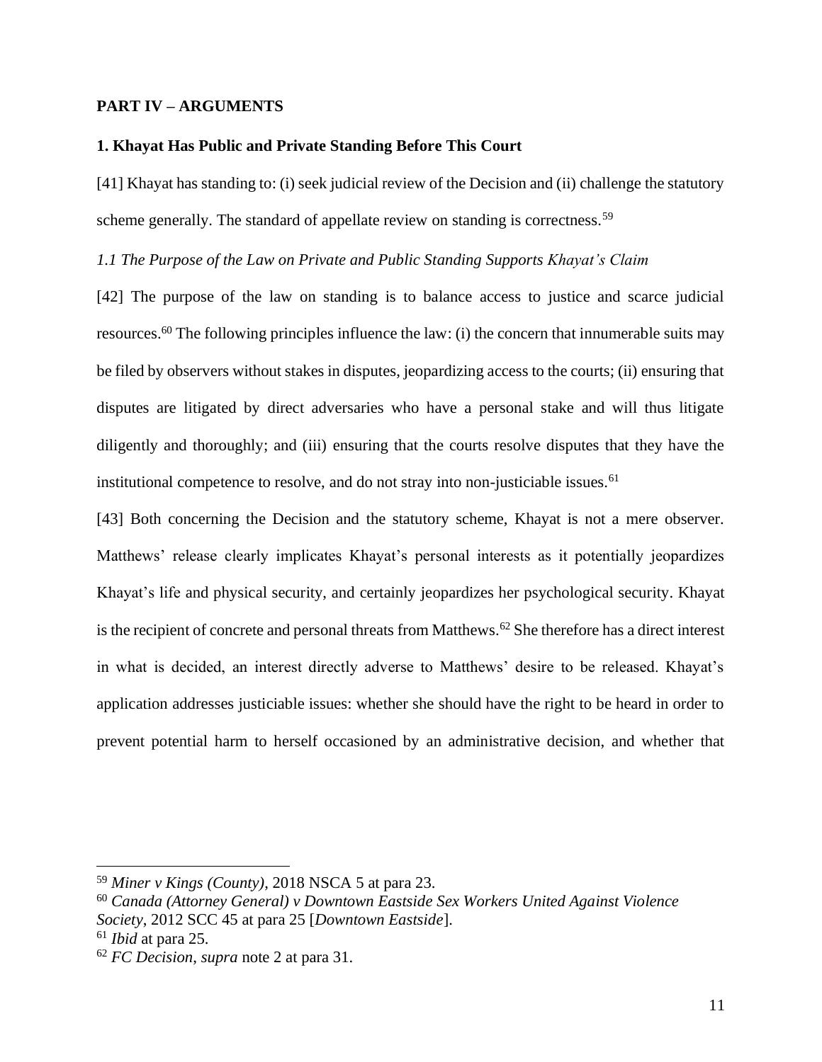**PART IV – ARGUMENTS**

**1. Khayat Has Public and Private Standing Before This Court**

[41] Khayat has standing to: (i) seek judicial review of the Decision and (ii) challenge the statutory scheme generally. The standard of appellate review on standing is correctness.[59]

*1.1 The Purpose of the Law on Private and Public Standing Supports Khayat's Claim*

[42] The purpose of the law on standing is to balance access to justice and scarce judicial resources.[60] The following principles influence the law: (i) the concern that innumerable suits may be filed by observers without stakes in disputes, jeopardizing access to the courts; (ii) ensuring that disputes are litigated by direct adversaries who have a personal stake and will thus litigate diligently and thoroughly; and (iii) ensuring that the courts resolve disputes that they have the institutional competence to resolve, and do not stray into non-justiciable issues.[61]

[43] Both concerning the Decision and the statutory scheme, Khayat is not a mere observer. Matthews' release clearly implicates Khayat's personal interests as it potentially jeopardizes Khayat's life and physical security, and certainly jeopardizes her psychological security. Khayat is the recipient of concrete and personal threats from Matthews.[62] She therefore has a direct interest in what is decided, an interest directly adverse to Matthews' desire to be released. Khayat's application addresses justiciable issues: whether she should have the right to be heard in order to prevent potential harm to herself occasioned by an administrative decision, and whether that

---

[59] *Miner v Kings (County)*, 2018 NSCA 5 at para 23.

[60] *Canada (Attorney General) v Downtown Eastside Sex Workers United Against Violence Society*, 2012 SCC 45 at para 25 [*Downtown Eastside*].

[61] *Ibid* at para 25.

[62] *FC Decision*, *supra* note 2 at para 31.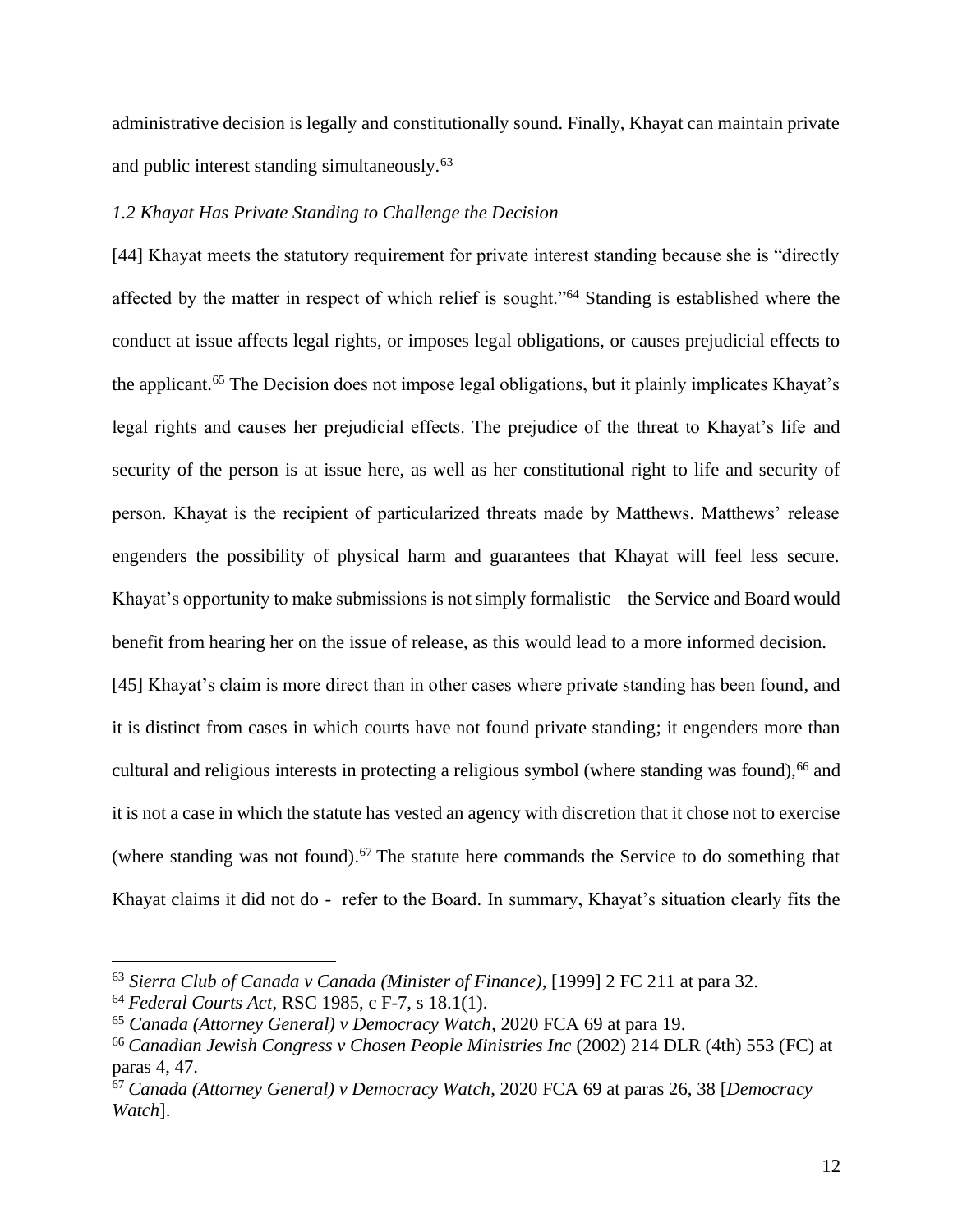administrative decision is legally and constitutionally sound. Finally, Khayat can maintain private and public interest standing simultaneously.[63]

*1.2 Khayat Has Private Standing to Challenge the Decision*

[44] Khayat meets the statutory requirement for private interest standing because she is "directly affected by the matter in respect of which relief is sought."[64] Standing is established where the conduct at issue affects legal rights, or imposes legal obligations, or causes prejudicial effects to the applicant.[65] The Decision does not impose legal obligations, but it plainly implicates Khayat's legal rights and causes her prejudicial effects. The prejudice of the threat to Khayat's life and security of the person is at issue here, as well as her constitutional right to life and security of person. Khayat is the recipient of particularized threats made by Matthews. Matthews' release engenders the possibility of physical harm and guarantees that Khayat will feel less secure. Khayat's opportunity to make submissions is not simply formalistic – the Service and Board would benefit from hearing her on the issue of release, as this would lead to a more informed decision.

[45] Khayat's claim is more direct than in other cases where private standing has been found, and it is distinct from cases in which courts have not found private standing; it engenders more than cultural and religious interests in protecting a religious symbol (where standing was found),[66] and it is not a case in which the statute has vested an agency with discretion that it chose not to exercise (where standing was not found).[67] The statute here commands the Service to do something that Khayat claims it did not do - refer to the Board. In summary, Khayat's situation clearly fits the

---

[63] *Sierra Club of Canada v Canada (Minister of Finance)*, [1999] 2 FC 211 at para 32.

[64] *Federal Courts Act*, RSC 1985, c F-7, s 18.1(1).

[65] *Canada (Attorney General) v Democracy Watch*, 2020 FCA 69 at para 19.

[66] *Canadian Jewish Congress v Chosen People Ministries Inc* (2002) 214 DLR (4th) 553 (FC) at paras 4, 47.

[67] *Canada (Attorney General) v Democracy Watch*, 2020 FCA 69 at paras 26, 38 [*Democracy Watch*].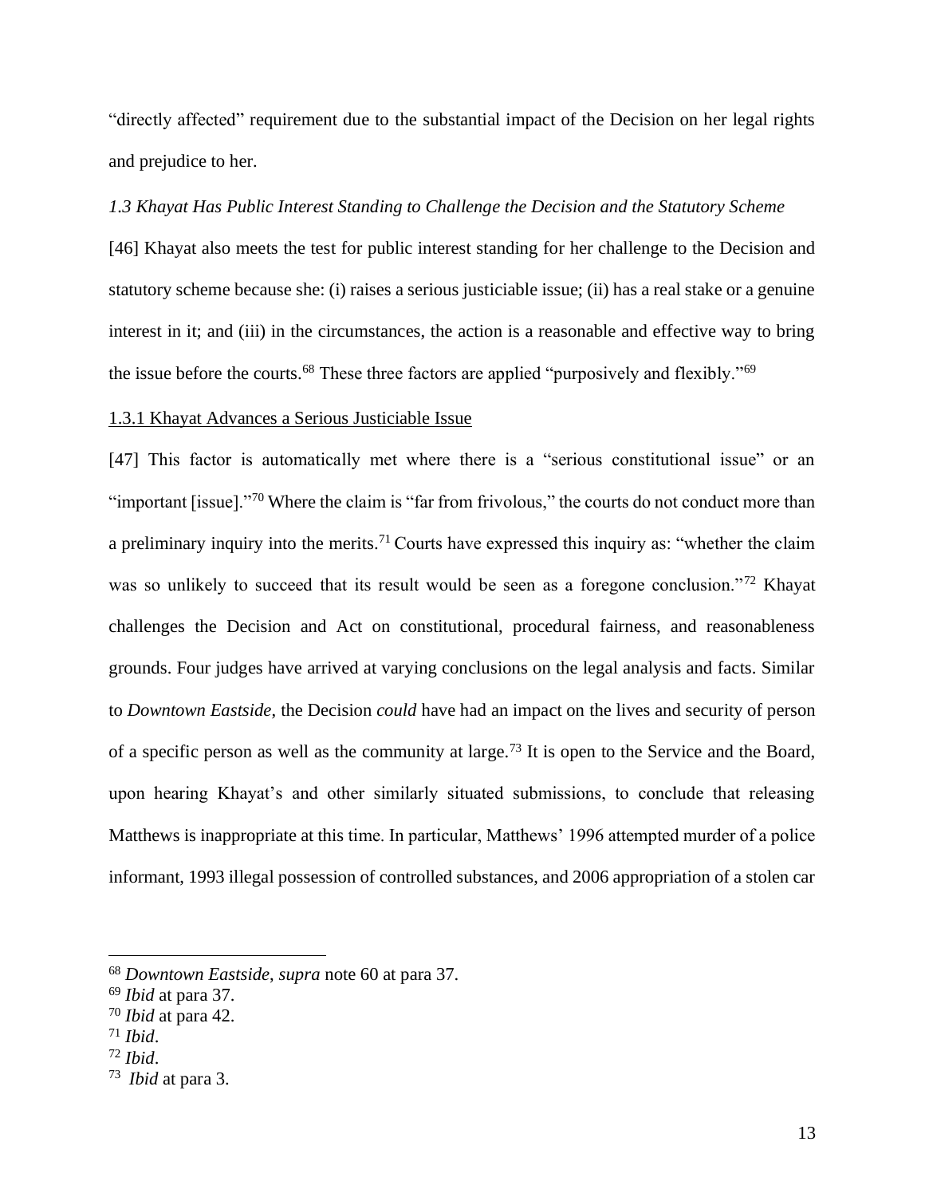"directly affected" requirement due to the substantial impact of the Decision on her legal rights and prejudice to her.

*1.3 Khayat Has Public Interest Standing to Challenge the Decision and the Statutory Scheme*

[46] Khayat also meets the test for public interest standing for her challenge to the Decision and statutory scheme because she: (i) raises a serious justiciable issue; (ii) has a real stake or a genuine interest in it; and (iii) in the circumstances, the action is a reasonable and effective way to bring the issue before the courts.[68] These three factors are applied "purposively and flexibly."[69]

<u>1.3.1 Khayat Advances a Serious Justiciable Issue</u>

[47] This factor is automatically met where there is a "serious constitutional issue" or an "important [issue]."[70] Where the claim is "far from frivolous," the courts do not conduct more than a preliminary inquiry into the merits.[71] Courts have expressed this inquiry as: "whether the claim was so unlikely to succeed that its result would be seen as a foregone conclusion."[72] Khayat challenges the Decision and Act on constitutional, procedural fairness, and reasonableness grounds. Four judges have arrived at varying conclusions on the legal analysis and facts. Similar to *Downtown Eastside*, the Decision *could* have had an impact on the lives and security of person of a specific person as well as the community at large.[73] It is open to the Service and the Board, upon hearing Khayat's and other similarly situated submissions, to conclude that releasing Matthews is inappropriate at this time. In particular, Matthews' 1996 attempted murder of a police informant, 1993 illegal possession of controlled substances, and 2006 appropriation of a stolen car

---

[68] *Downtown Eastside*, *supra* note 60 at para 37.

[69] *Ibid* at para 37.

[70] *Ibid* at para 42.

[71] *Ibid*.

[72] *Ibid*.

[73] *Ibid* at para 3.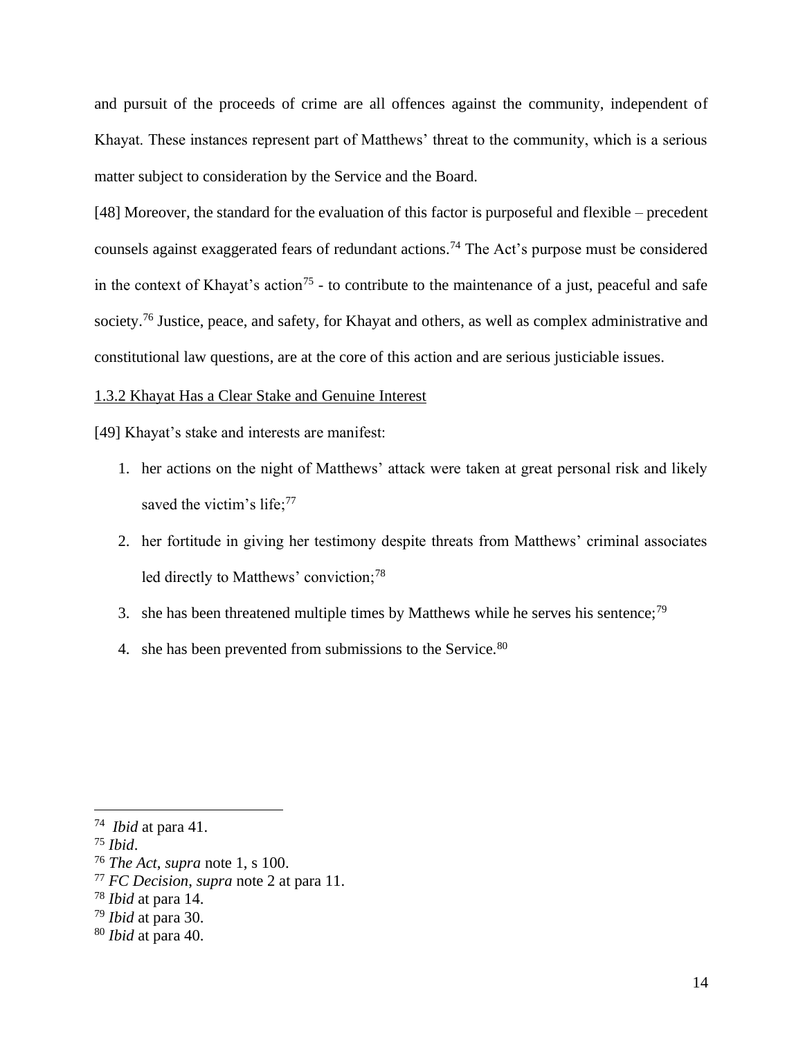and pursuit of the proceeds of crime are all offences against the community, independent of Khayat. These instances represent part of Matthews' threat to the community, which is a serious matter subject to consideration by the Service and the Board.

[48] Moreover, the standard for the evaluation of this factor is purposeful and flexible – precedent counsels against exaggerated fears of redundant actions.[74] The Act's purpose must be considered in the context of Khayat's action[75] - to contribute to the maintenance of a just, peaceful and safe society.[76] Justice, peace, and safety, for Khayat and others, as well as complex administrative and constitutional law questions, are at the core of this action and are serious justiciable issues.

<u>1.3.2 Khayat Has a Clear Stake and Genuine Interest</u>

[49] Khayat's stake and interests are manifest:

1. her actions on the night of Matthews' attack were taken at great personal risk and likely saved the victim's life;[77]
2. her fortitude in giving her testimony despite threats from Matthews' criminal associates led directly to Matthews' conviction;[78]
3. she has been threatened multiple times by Matthews while he serves his sentence;[79]
4. she has been prevented from submissions to the Service.[80]

---

[74] *Ibid* at para 41.
[75] *Ibid*.
[76] *The Act*, *supra* note 1, s 100.
[77] *FC Decision*, *supra* note 2 at para 11.
[78] *Ibid* at para 14.
[79] *Ibid* at para 30.
[80] *Ibid* at para 40.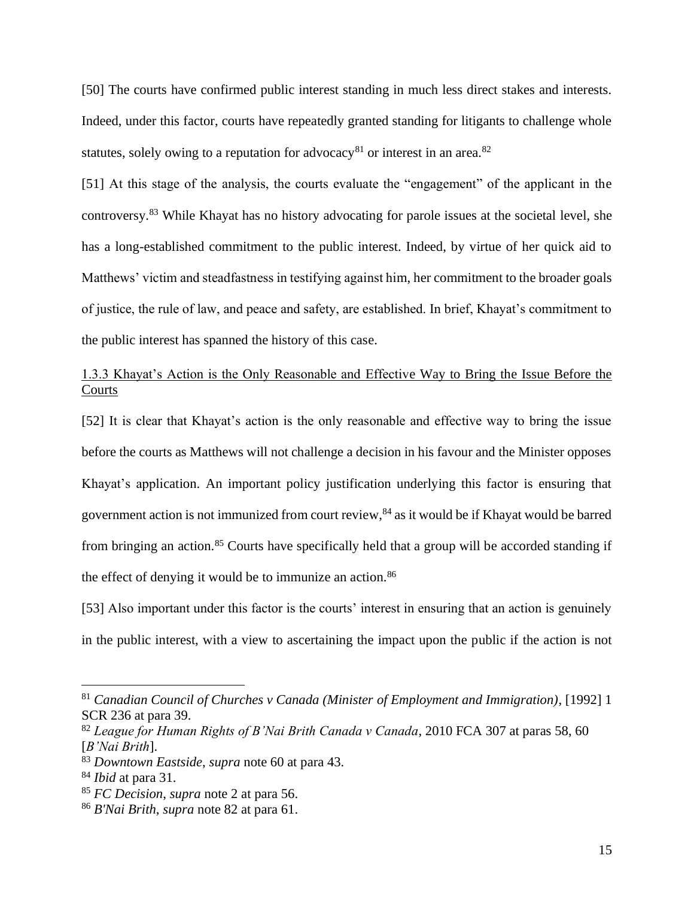[50] The courts have confirmed public interest standing in much less direct stakes and interests. Indeed, under this factor, courts have repeatedly granted standing for litigants to challenge whole statutes, solely owing to a reputation for advocacy[81] or interest in an area.[82]

[51] At this stage of the analysis, the courts evaluate the "engagement" of the applicant in the controversy.[83] While Khayat has no history advocating for parole issues at the societal level, she has a long-established commitment to the public interest. Indeed, by virtue of her quick aid to Matthews' victim and steadfastness in testifying against him, her commitment to the broader goals of justice, the rule of law, and peace and safety, are established. In brief, Khayat's commitment to the public interest has spanned the history of this case.

### 1.3.3 Khayat's Action is the Only Reasonable and Effective Way to Bring the Issue Before the Courts

[52] It is clear that Khayat's action is the only reasonable and effective way to bring the issue before the courts as Matthews will not challenge a decision in his favour and the Minister opposes Khayat's application. An important policy justification underlying this factor is ensuring that government action is not immunized from court review,[84] as it would be if Khayat would be barred from bringing an action.[85] Courts have specifically held that a group will be accorded standing if the effect of denying it would be to immunize an action.[86]

[53] Also important under this factor is the courts' interest in ensuring that an action is genuinely in the public interest, with a view to ascertaining the impact upon the public if the action is not

---

[81] *Canadian Council of Churches v Canada (Minister of Employment and Immigration)*, [1992] 1 SCR 236 at para 39.

[82] *League for Human Rights of B'Nai Brith Canada v Canada*, 2010 FCA 307 at paras 58, 60 [*B'Nai Brith*].

[83] *Downtown Eastside*, *supra* note 60 at para 43.

[84] *Ibid* at para 31.

[85] *FC Decision*, *supra* note 2 at para 56.

[86] *B'Nai Brith*, *supra* note 82 at para 61.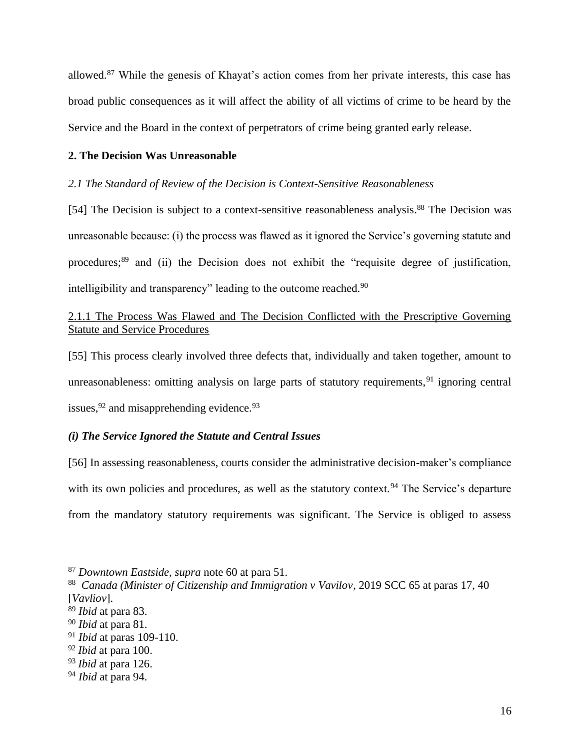allowed.[87] While the genesis of Khayat's action comes from her private interests, this case has broad public consequences as it will affect the ability of all victims of crime to be heard by the Service and the Board in the context of perpetrators of crime being granted early release.

**2. The Decision Was Unreasonable**

*2.1 The Standard of Review of the Decision is Context-Sensitive Reasonableness*

[54] The Decision is subject to a context-sensitive reasonableness analysis.[88] The Decision was unreasonable because: (i) the process was flawed as it ignored the Service's governing statute and procedures;[89] and (ii) the Decision does not exhibit the "requisite degree of justification, intelligibility and transparency" leading to the outcome reached.[90]

2.1.1 The Process Was Flawed and The Decision Conflicted with the Prescriptive Governing Statute and Service Procedures

[55] This process clearly involved three defects that, individually and taken together, amount to unreasonableness: omitting analysis on large parts of statutory requirements,[91] ignoring central issues,[92] and misapprehending evidence.[93]

***(i) The Service Ignored the Statute and Central Issues***

[56] In assessing reasonableness, courts consider the administrative decision-maker's compliance with its own policies and procedures, as well as the statutory context.[94] The Service's departure from the mandatory statutory requirements was significant. The Service is obliged to assess

---

[87] *Downtown Eastside*, *supra* note 60 at para 51.

[88] *Canada (Minister of Citizenship and Immigration v Vavilov*, 2019 SCC 65 at paras 17, 40 [*Vavliov*].

[89] *Ibid* at para 83.

[90] *Ibid* at para 81.

[91] *Ibid* at paras 109-110.

[92] *Ibid* at para 100.

[93] *Ibid* at para 126.

[94] *Ibid* at para 94.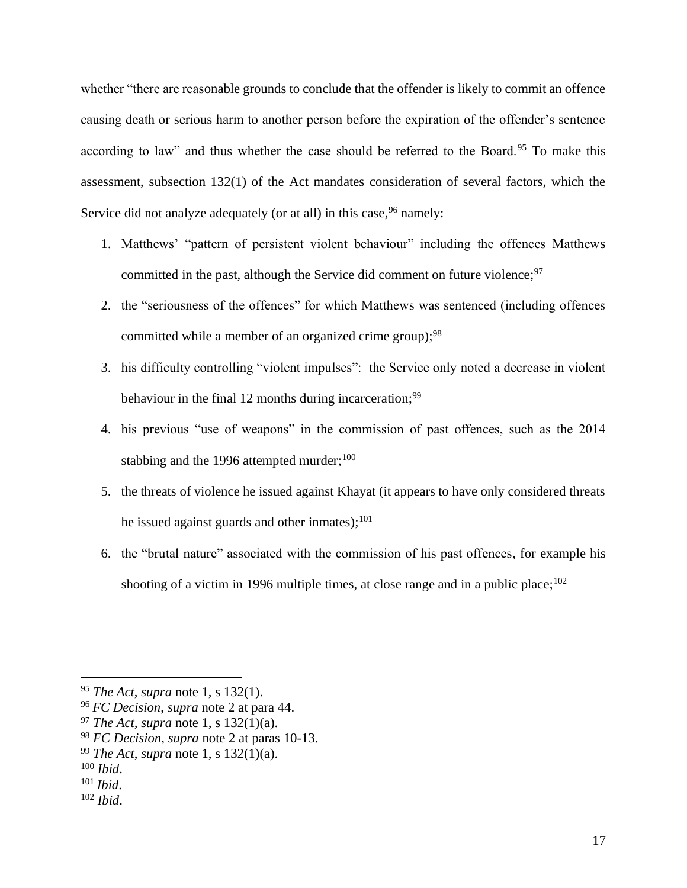whether "there are reasonable grounds to conclude that the offender is likely to commit an offence causing death or serious harm to another person before the expiration of the offender's sentence according to law" and thus whether the case should be referred to the Board.[95] To make this assessment, subsection 132(1) of the Act mandates consideration of several factors, which the Service did not analyze adequately (or at all) in this case,[96] namely:

1. Matthews' "pattern of persistent violent behaviour" including the offences Matthews committed in the past, although the Service did comment on future violence;[97]
2. the "seriousness of the offences" for which Matthews was sentenced (including offences committed while a member of an organized crime group);[98]
3. his difficulty controlling "violent impulses": the Service only noted a decrease in violent behaviour in the final 12 months during incarceration;[99]
4. his previous "use of weapons" in the commission of past offences, such as the 2014 stabbing and the 1996 attempted murder;[100]
5. the threats of violence he issued against Khayat (it appears to have only considered threats he issued against guards and other inmates);[101]
6. the "brutal nature" associated with the commission of his past offences, for example his shooting of a victim in 1996 multiple times, at close range and in a public place;[102]

---

[95] *The Act*, *supra* note 1, s 132(1).
[96] *FC Decision*, *supra* note 2 at para 44.
[97] *The Act*, *supra* note 1, s 132(1)(a).
[98] *FC Decision*, *supra* note 2 at paras 10-13.
[99] *The Act*, *supra* note 1, s 132(1)(a).
[100] *Ibid*.
[101] *Ibid*.
[102] *Ibid*.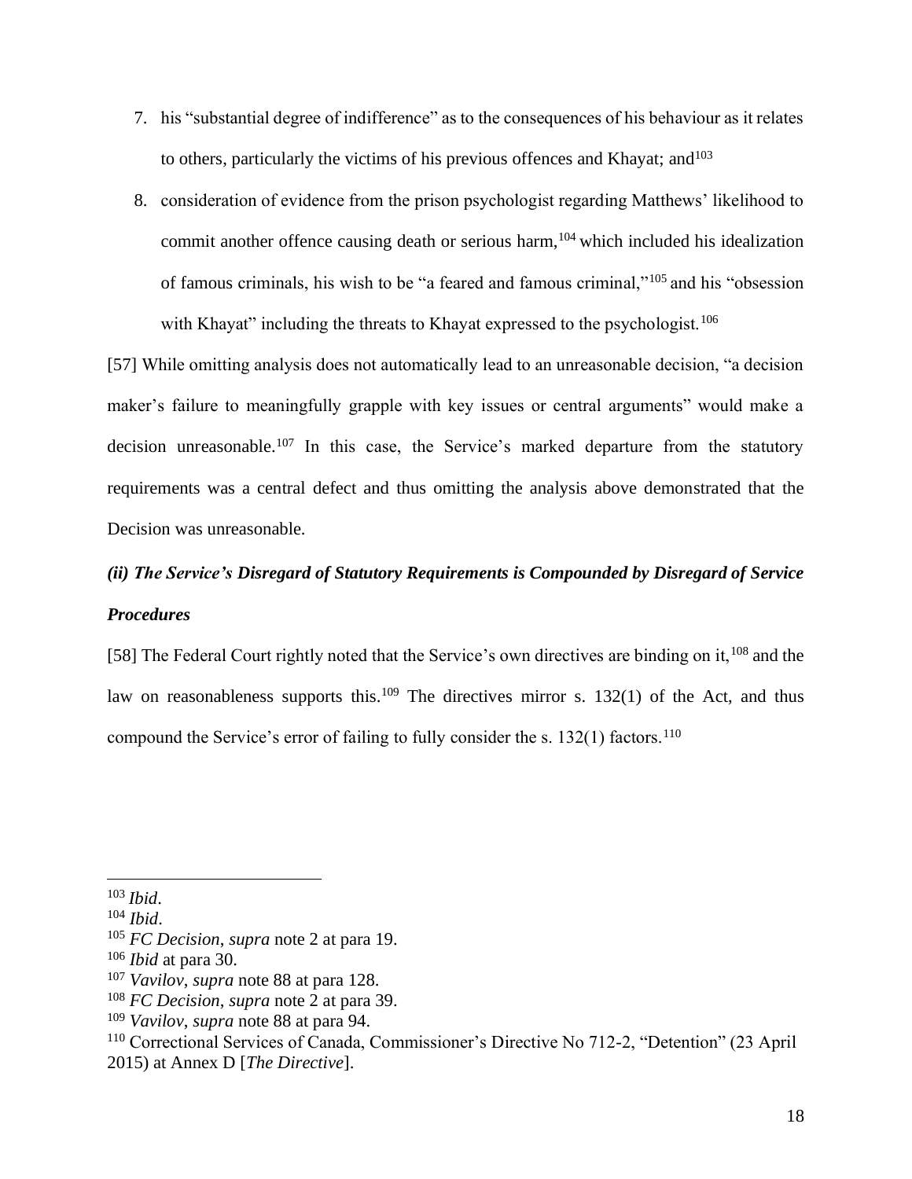7. his "substantial degree of indifference" as to the consequences of his behaviour as it relates to others, particularly the victims of his previous offences and Khayat; and[103]
8. consideration of evidence from the prison psychologist regarding Matthews' likelihood to commit another offence causing death or serious harm,[104] which included his idealization of famous criminals, his wish to be "a feared and famous criminal,"[105] and his "obsession with Khayat" including the threats to Khayat expressed to the psychologist.[106]

[57] While omitting analysis does not automatically lead to an unreasonable decision, "a decision maker's failure to meaningfully grapple with key issues or central arguments" would make a decision unreasonable.[107] In this case, the Service's marked departure from the statutory requirements was a central defect and thus omitting the analysis above demonstrated that the Decision was unreasonable.

***(ii) The Service's Disregard of Statutory Requirements is Compounded by Disregard of Service Procedures***

[58] The Federal Court rightly noted that the Service's own directives are binding on it,[108] and the law on reasonableness supports this.[109] The directives mirror s. 132(1) of the Act, and thus compound the Service's error of failing to fully consider the s. 132(1) factors.[110]

---

[103] *Ibid*.
[104] *Ibid*.
[105] *FC Decision*, *supra* note 2 at para 19.
[106] *Ibid* at para 30.
[107] *Vavilov*, *supra* note 88 at para 128.
[108] *FC Decision*, *supra* note 2 at para 39.
[109] *Vavilov*, *supra* note 88 at para 94.
[110] Correctional Services of Canada, Commissioner's Directive No 712-2, "Detention" (23 April 2015) at Annex D [*The Directive*].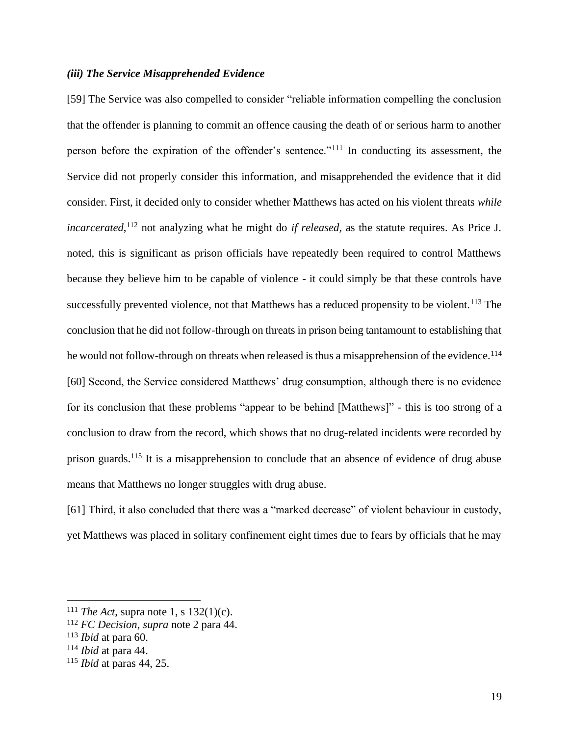### *(iii) The Service Misapprehended Evidence*

[59] The Service was also compelled to consider "reliable information compelling the conclusion that the offender is planning to commit an offence causing the death of or serious harm to another person before the expiration of the offender's sentence."[111] In conducting its assessment, the Service did not properly consider this information, and misapprehended the evidence that it did consider. First, it decided only to consider whether Matthews has acted on his violent threats *while incarcerated*,[112] not analyzing what he might do *if released*, as the statute requires. As Price J. noted, this is significant as prison officials have repeatedly been required to control Matthews because they believe him to be capable of violence - it could simply be that these controls have successfully prevented violence, not that Matthews has a reduced propensity to be violent.[113] The conclusion that he did not follow-through on threats in prison being tantamount to establishing that he would not follow-through on threats when released is thus a misapprehension of the evidence.[114]

[60] Second, the Service considered Matthews' drug consumption, although there is no evidence for its conclusion that these problems "appear to be behind [Matthews]" - this is too strong of a conclusion to draw from the record, which shows that no drug-related incidents were recorded by prison guards.[115] It is a misapprehension to conclude that an absence of evidence of drug abuse means that Matthews no longer struggles with drug abuse.

[61] Third, it also concluded that there was a "marked decrease" of violent behaviour in custody, yet Matthews was placed in solitary confinement eight times due to fears by officials that he may

---

[111] *The Act*, supra note 1, s 132(1)(c).

[112] *FC Decision*, *supra* note 2 para 44.

[113] *Ibid* at para 60.

[114] *Ibid* at para 44.

[115] *Ibid* at paras 44, 25.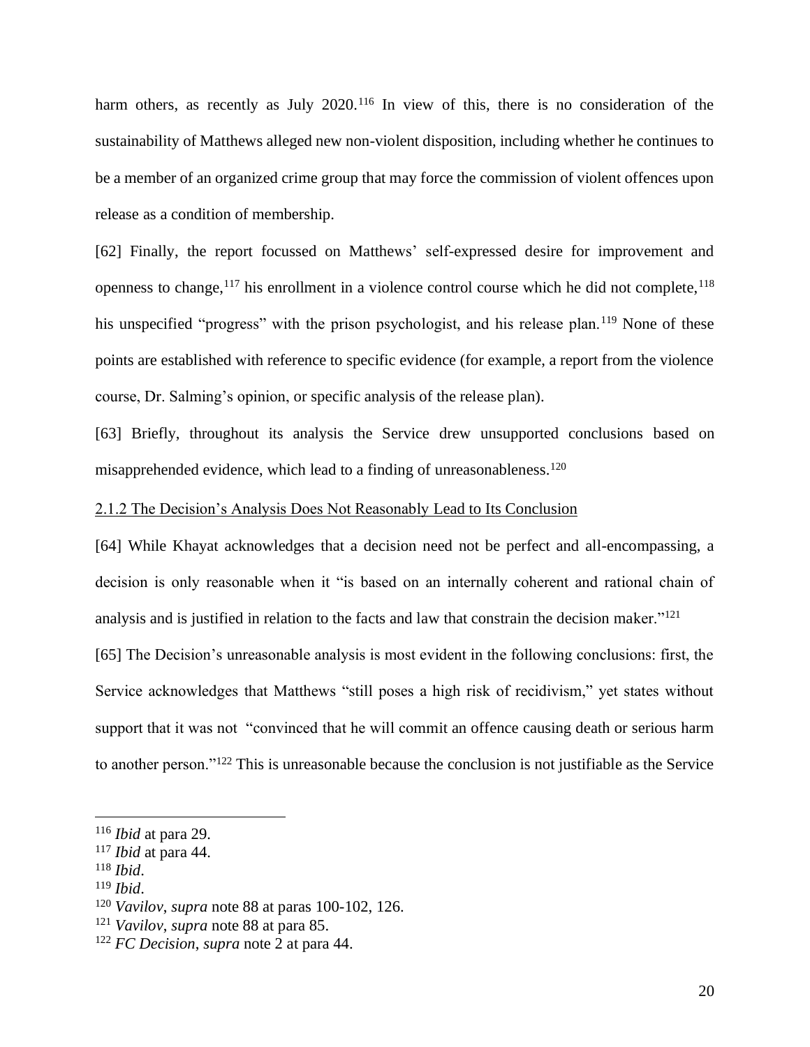harm others, as recently as July 2020.[116] In view of this, there is no consideration of the sustainability of Matthews alleged new non-violent disposition, including whether he continues to be a member of an organized crime group that may force the commission of violent offences upon release as a condition of membership.

[62] Finally, the report focussed on Matthews' self-expressed desire for improvement and openness to change,[117] his enrollment in a violence control course which he did not complete,[118] his unspecified "progress" with the prison psychologist, and his release plan.[119] None of these points are established with reference to specific evidence (for example, a report from the violence course, Dr. Salming's opinion, or specific analysis of the release plan).

[63] Briefly, throughout its analysis the Service drew unsupported conclusions based on misapprehended evidence, which lead to a finding of unreasonableness.[120]

<u>2.1.2 The Decision's Analysis Does Not Reasonably Lead to Its Conclusion</u>

[64] While Khayat acknowledges that a decision need not be perfect and all-encompassing, a decision is only reasonable when it "is based on an internally coherent and rational chain of analysis and is justified in relation to the facts and law that constrain the decision maker."[121]

[65] The Decision's unreasonable analysis is most evident in the following conclusions: first, the Service acknowledges that Matthews "still poses a high risk of recidivism," yet states without support that it was not "convinced that he will commit an offence causing death or serious harm to another person."[122] This is unreasonable because the conclusion is not justifiable as the Service

---

[116] *Ibid* at para 29.

[117] *Ibid* at para 44.

[118] *Ibid*.

[119] *Ibid*.

[120] *Vavilov*, *supra* note 88 at paras 100-102, 126.

[121] *Vavilov*, *supra* note 88 at para 85.

[122] *FC Decision*, *supra* note 2 at para 44.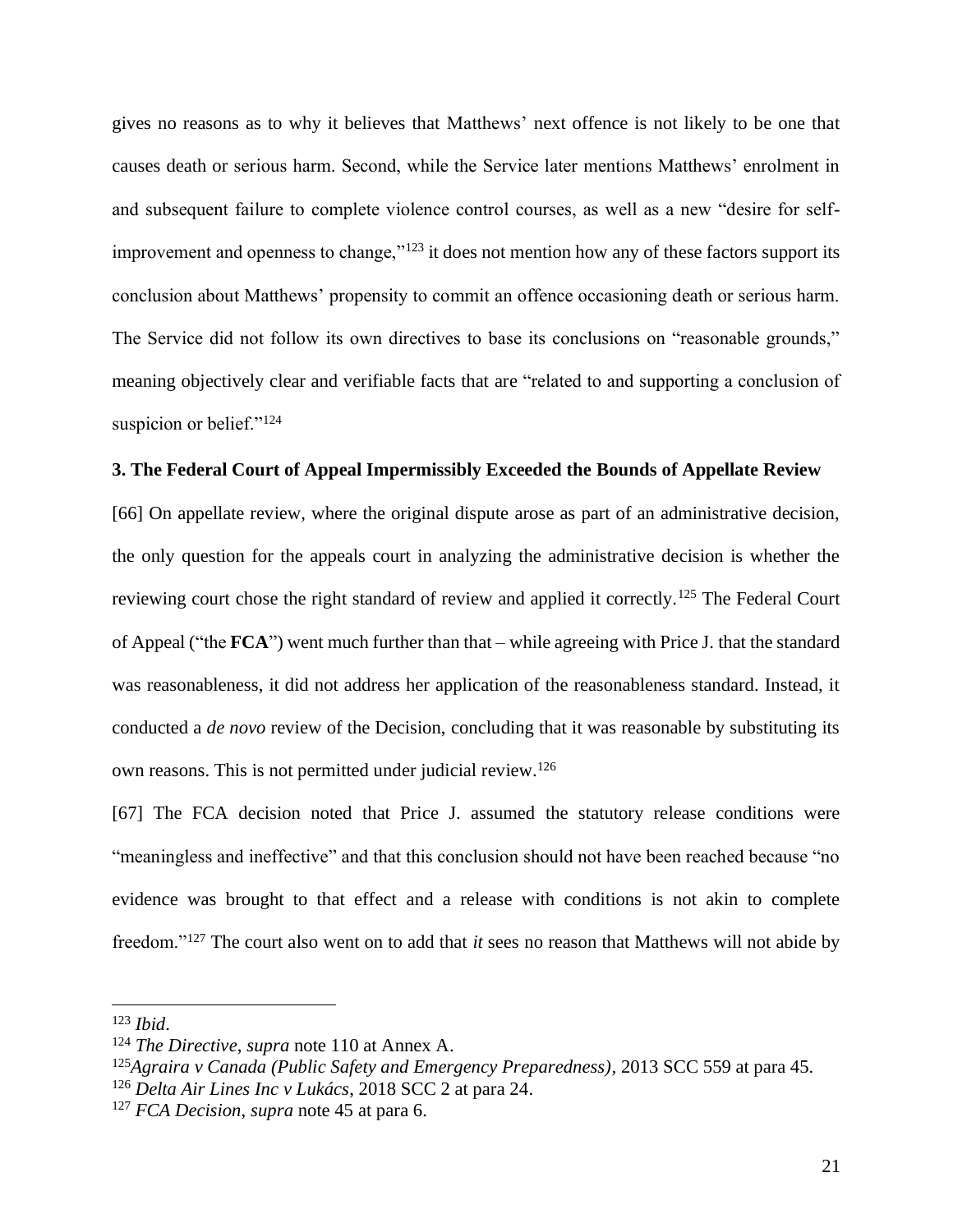gives no reasons as to why it believes that Matthews' next offence is not likely to be one that causes death or serious harm. Second, while the Service later mentions Matthews' enrolment in and subsequent failure to complete violence control courses, as well as a new "desire for self-improvement and openness to change,"[123] it does not mention how any of these factors support its conclusion about Matthews' propensity to commit an offence occasioning death or serious harm. The Service did not follow its own directives to base its conclusions on "reasonable grounds," meaning objectively clear and verifiable facts that are "related to and supporting a conclusion of suspicion or belief."[124]

### 3. The Federal Court of Appeal Impermissibly Exceeded the Bounds of Appellate Review

[66] On appellate review, where the original dispute arose as part of an administrative decision, the only question for the appeals court in analyzing the administrative decision is whether the reviewing court chose the right standard of review and applied it correctly.[125] The Federal Court of Appeal ("the **FCA**") went much further than that – while agreeing with Price J. that the standard was reasonableness, it did not address her application of the reasonableness standard. Instead, it conducted a *de novo* review of the Decision, concluding that it was reasonable by substituting its own reasons. This is not permitted under judicial review.[126]

[67] The FCA decision noted that Price J. assumed the statutory release conditions were "meaningless and ineffective" and that this conclusion should not have been reached because "no evidence was brought to that effect and a release with conditions is not akin to complete freedom."[127] The court also went on to add that *it* sees no reason that Matthews will not abide by

---

[123] *Ibid*.

[124] *The Directive*, *supra* note 110 at Annex A.

[125] *Agraira v Canada (Public Safety and Emergency Preparedness)*, 2013 SCC 559 at para 45.

[126] *Delta Air Lines Inc v Lukács*, 2018 SCC 2 at para 24.

[127] *FCA Decision*, *supra* note 45 at para 6.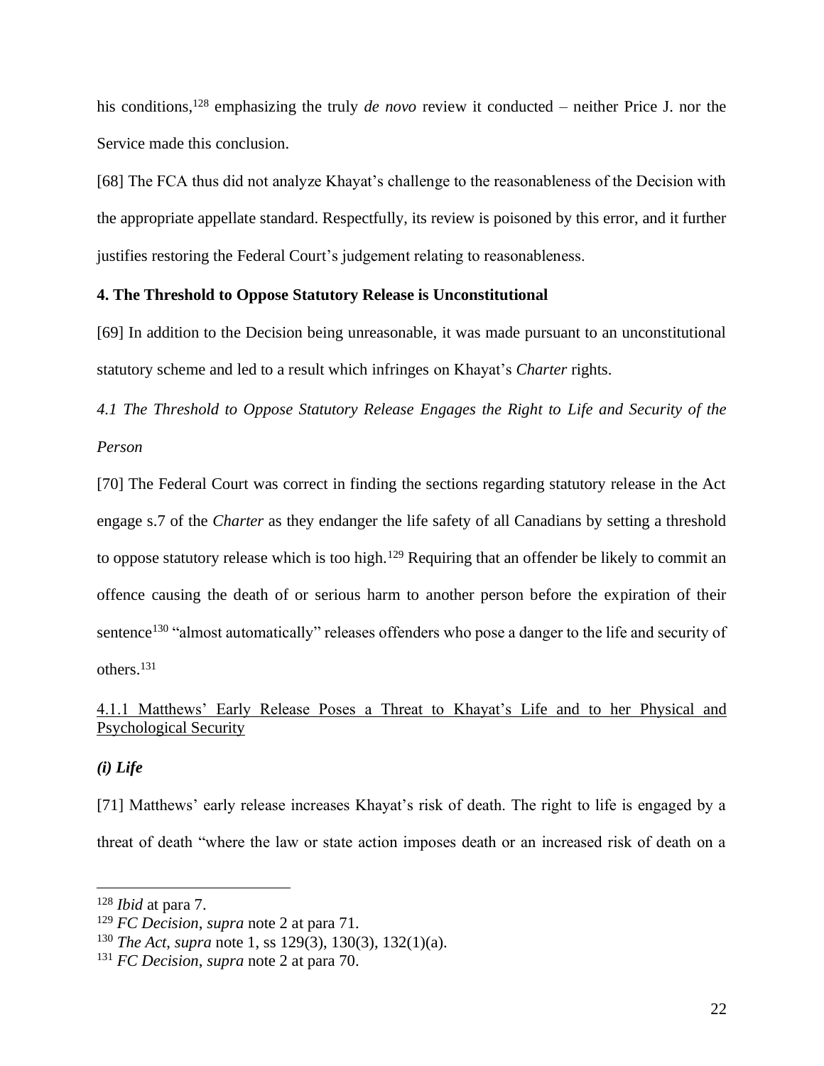his conditions,[128] emphasizing the truly *de novo* review it conducted – neither Price J. nor the Service made this conclusion.

[68] The FCA thus did not analyze Khayat's challenge to the reasonableness of the Decision with the appropriate appellate standard. Respectfully, its review is poisoned by this error, and it further justifies restoring the Federal Court's judgement relating to reasonableness.

### 4. The Threshold to Oppose Statutory Release is Unconstitutional

[69] In addition to the Decision being unreasonable, it was made pursuant to an unconstitutional statutory scheme and led to a result which infringes on Khayat's *Charter* rights.

#### *4.1 The Threshold to Oppose Statutory Release Engages the Right to Life and Security of the Person*

[70] The Federal Court was correct in finding the sections regarding statutory release in the Act engage s.7 of the *Charter* as they endanger the life safety of all Canadians by setting a threshold to oppose statutory release which is too high.[129] Requiring that an offender be likely to commit an offence causing the death of or serious harm to another person before the expiration of their sentence[130] "almost automatically" releases offenders who pose a danger to the life and security of others.[131]

<u>4.1.1 Matthews' Early Release Poses a Threat to Khayat's Life and to her Physical and Psychological Security</u>

***(i) Life***

[71] Matthews' early release increases Khayat's risk of death. The right to life is engaged by a threat of death "where the law or state action imposes death or an increased risk of death on a

---

[128] *Ibid* at para 7.

[129] *FC Decision*, *supra* note 2 at para 71.

[130] *The Act*, *supra* note 1, ss 129(3), 130(3), 132(1)(a).

[131] *FC Decision*, *supra* note 2 at para 70.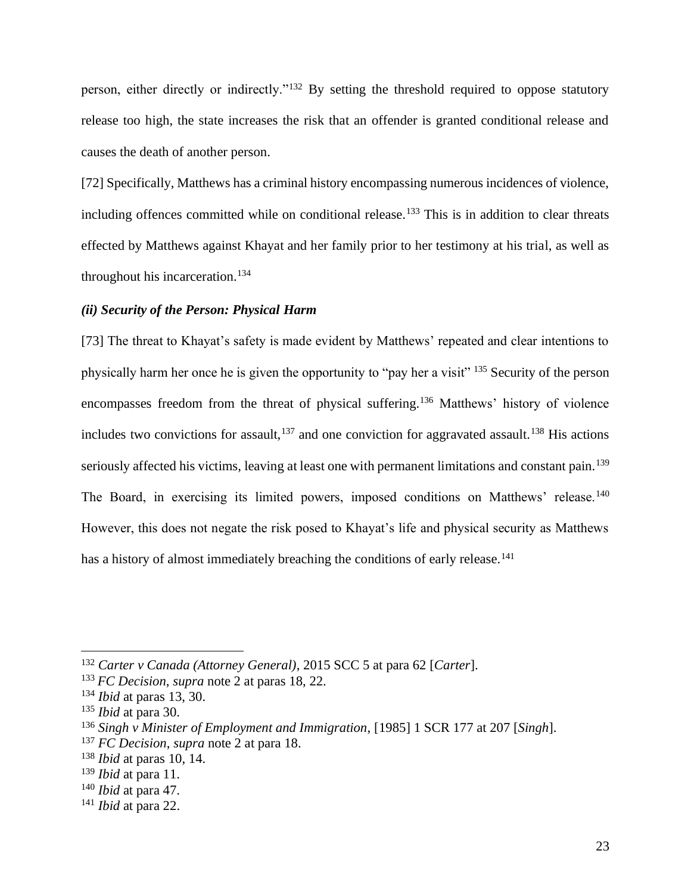person, either directly or indirectly."[132] By setting the threshold required to oppose statutory release too high, the state increases the risk that an offender is granted conditional release and causes the death of another person.

[72] Specifically, Matthews has a criminal history encompassing numerous incidences of violence, including offences committed while on conditional release.[133] This is in addition to clear threats effected by Matthews against Khayat and her family prior to her testimony at his trial, as well as throughout his incarceration.[134]

### *(ii) Security of the Person: Physical Harm*

[73] The threat to Khayat's safety is made evident by Matthews' repeated and clear intentions to physically harm her once he is given the opportunity to "pay her a visit" [135] Security of the person encompasses freedom from the threat of physical suffering.[136] Matthews' history of violence includes two convictions for assault,[137] and one conviction for aggravated assault.[138] His actions seriously affected his victims, leaving at least one with permanent limitations and constant pain.[139] The Board, in exercising its limited powers, imposed conditions on Matthews' release.[140] However, this does not negate the risk posed to Khayat's life and physical security as Matthews has a history of almost immediately breaching the conditions of early release.[141]

---

[132] *Carter v Canada (Attorney General)*, 2015 SCC 5 at para 62 [*Carter*].

[133] *FC Decision*, *supra* note 2 at paras 18, 22.

[134] *Ibid* at paras 13, 30.

[135] *Ibid* at para 30.

[136] *Singh v Minister of Employment and Immigration*, [1985] 1 SCR 177 at 207 [*Singh*].

[137] *FC Decision*, *supra* note 2 at para 18.

[138] *Ibid* at paras 10, 14.

[139] *Ibid* at para 11.

[140] *Ibid* at para 47.

[141] *Ibid* at para 22.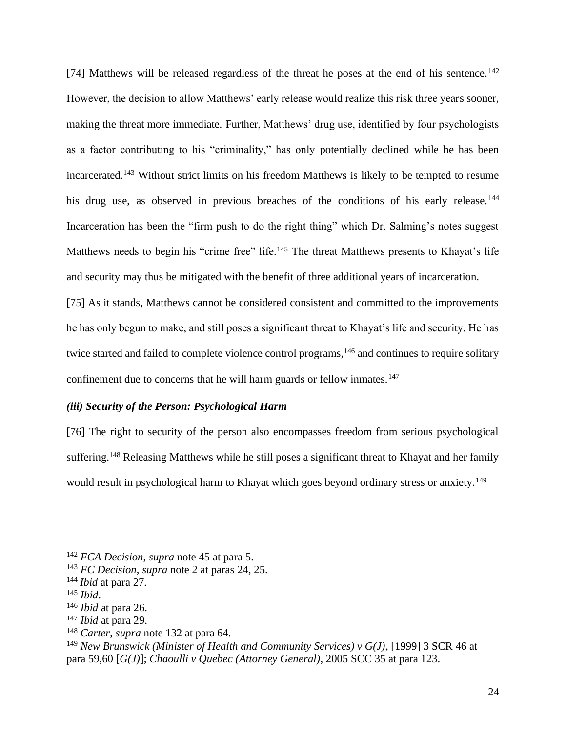[74] Matthews will be released regardless of the threat he poses at the end of his sentence.[142] However, the decision to allow Matthews' early release would realize this risk three years sooner, making the threat more immediate. Further, Matthews' drug use, identified by four psychologists as a factor contributing to his "criminality," has only potentially declined while he has been incarcerated.[143] Without strict limits on his freedom Matthews is likely to be tempted to resume his drug use, as observed in previous breaches of the conditions of his early release.[144] Incarceration has been the "firm push to do the right thing" which Dr. Salming's notes suggest Matthews needs to begin his "crime free" life.[145] The threat Matthews presents to Khayat's life and security may thus be mitigated with the benefit of three additional years of incarceration.

[75] As it stands, Matthews cannot be considered consistent and committed to the improvements he has only begun to make, and still poses a significant threat to Khayat's life and security. He has twice started and failed to complete violence control programs,[146] and continues to require solitary confinement due to concerns that he will harm guards or fellow inmates.[147]

### *(iii) Security of the Person: Psychological Harm*

[76] The right to security of the person also encompasses freedom from serious psychological suffering.[148] Releasing Matthews while he still poses a significant threat to Khayat and her family would result in psychological harm to Khayat which goes beyond ordinary stress or anxiety.[149]

---

[142] *FCA Decision*, *supra* note 45 at para 5.
[143] *FC Decision*, *supra* note 2 at paras 24, 25.
[144] *Ibid* at para 27.
[145] *Ibid*.
[146] *Ibid* at para 26.
[147] *Ibid* at para 29.
[148] *Carter*, *supra* note 132 at para 64.
[149] *New Brunswick (Minister of Health and Community Services) v G(J)*, [1999] 3 SCR 46 at para 59,60 [*G(J)*]; *Chaoulli v Quebec (Attorney General)*, 2005 SCC 35 at para 123.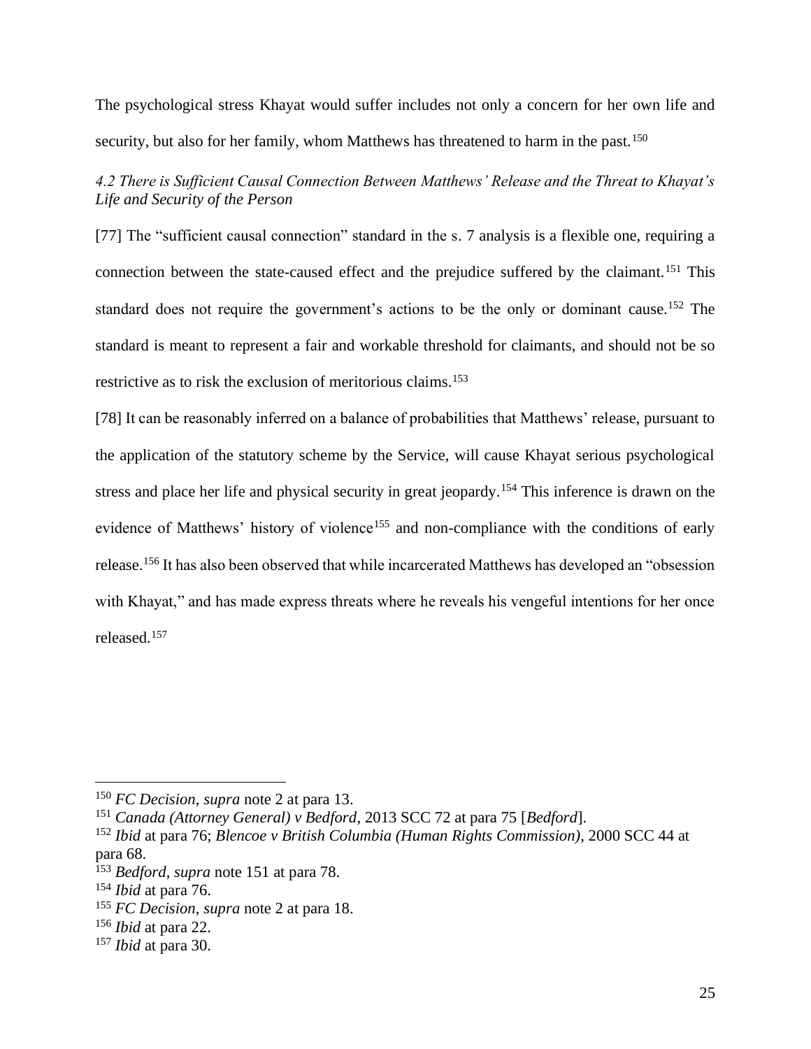The psychological stress Khayat would suffer includes not only a concern for her own life and security, but also for her family, whom Matthews has threatened to harm in the past.[150]

### *4.2 There is Sufficient Causal Connection Between Matthews' Release and the Threat to Khayat's Life and Security of the Person*

[77] The "sufficient causal connection" standard in the s. 7 analysis is a flexible one, requiring a connection between the state-caused effect and the prejudice suffered by the claimant.[151] This standard does not require the government's actions to be the only or dominant cause.[152] The standard is meant to represent a fair and workable threshold for claimants, and should not be so restrictive as to risk the exclusion of meritorious claims.[153]

[78] It can be reasonably inferred on a balance of probabilities that Matthews' release, pursuant to the application of the statutory scheme by the Service, will cause Khayat serious psychological stress and place her life and physical security in great jeopardy.[154] This inference is drawn on the evidence of Matthews' history of violence[155] and non-compliance with the conditions of early release.[156] It has also been observed that while incarcerated Matthews has developed an "obsession with Khayat," and has made express threats where he reveals his vengeful intentions for her once released.[157]

---

[150] *FC Decision*, *supra* note 2 at para 13.
[151] *Canada (Attorney General) v Bedford*, 2013 SCC 72 at para 75 [*Bedford*].
[152] *Ibid* at para 76; *Blencoe v British Columbia (Human Rights Commission)*, 2000 SCC 44 at para 68.
[153] *Bedford*, *supra* note 151 at para 78.
[154] *Ibid* at para 76.
[155] *FC Decision*, *supra* note 2 at para 18.
[156] *Ibid* at para 22.
[157] *Ibid* at para 30.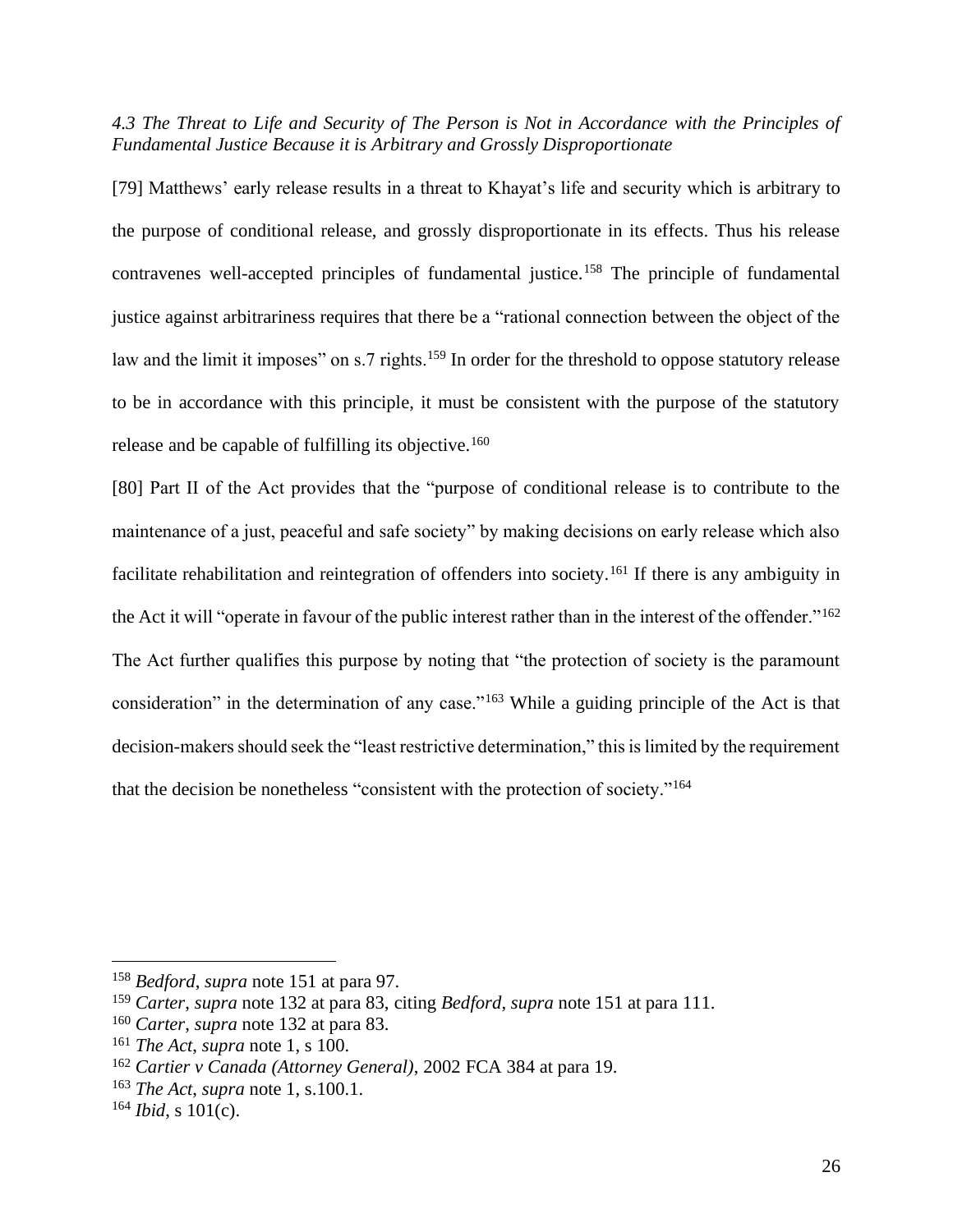*4.3 The Threat to Life and Security of The Person is Not in Accordance with the Principles of Fundamental Justice Because it is Arbitrary and Grossly Disproportionate*

[79] Matthews' early release results in a threat to Khayat's life and security which is arbitrary to the purpose of conditional release, and grossly disproportionate in its effects. Thus his release contravenes well-accepted principles of fundamental justice.[158] The principle of fundamental justice against arbitrariness requires that there be a "rational connection between the object of the law and the limit it imposes" on s.7 rights.[159] In order for the threshold to oppose statutory release to be in accordance with this principle, it must be consistent with the purpose of the statutory release and be capable of fulfilling its objective.[160]

[80] Part II of the Act provides that the "purpose of conditional release is to contribute to the maintenance of a just, peaceful and safe society" by making decisions on early release which also facilitate rehabilitation and reintegration of offenders into society.[161] If there is any ambiguity in the Act it will "operate in favour of the public interest rather than in the interest of the offender."[162] The Act further qualifies this purpose by noting that "the protection of society is the paramount consideration" in the determination of any case."[163] While a guiding principle of the Act is that decision-makers should seek the "least restrictive determination," this is limited by the requirement that the decision be nonetheless "consistent with the protection of society."[164]

---

[158] *Bedford*, *supra* note 151 at para 97.
[159] *Carter*, *supra* note 132 at para 83, citing *Bedford*, *supra* note 151 at para 111.
[160] *Carter*, *supra* note 132 at para 83.
[161] *The Act*, *supra* note 1, s 100.
[162] *Cartier v Canada (Attorney General)*, 2002 FCA 384 at para 19.
[163] *The Act*, *supra* note 1, s.100.1.
[164] *Ibid*, s 101(c).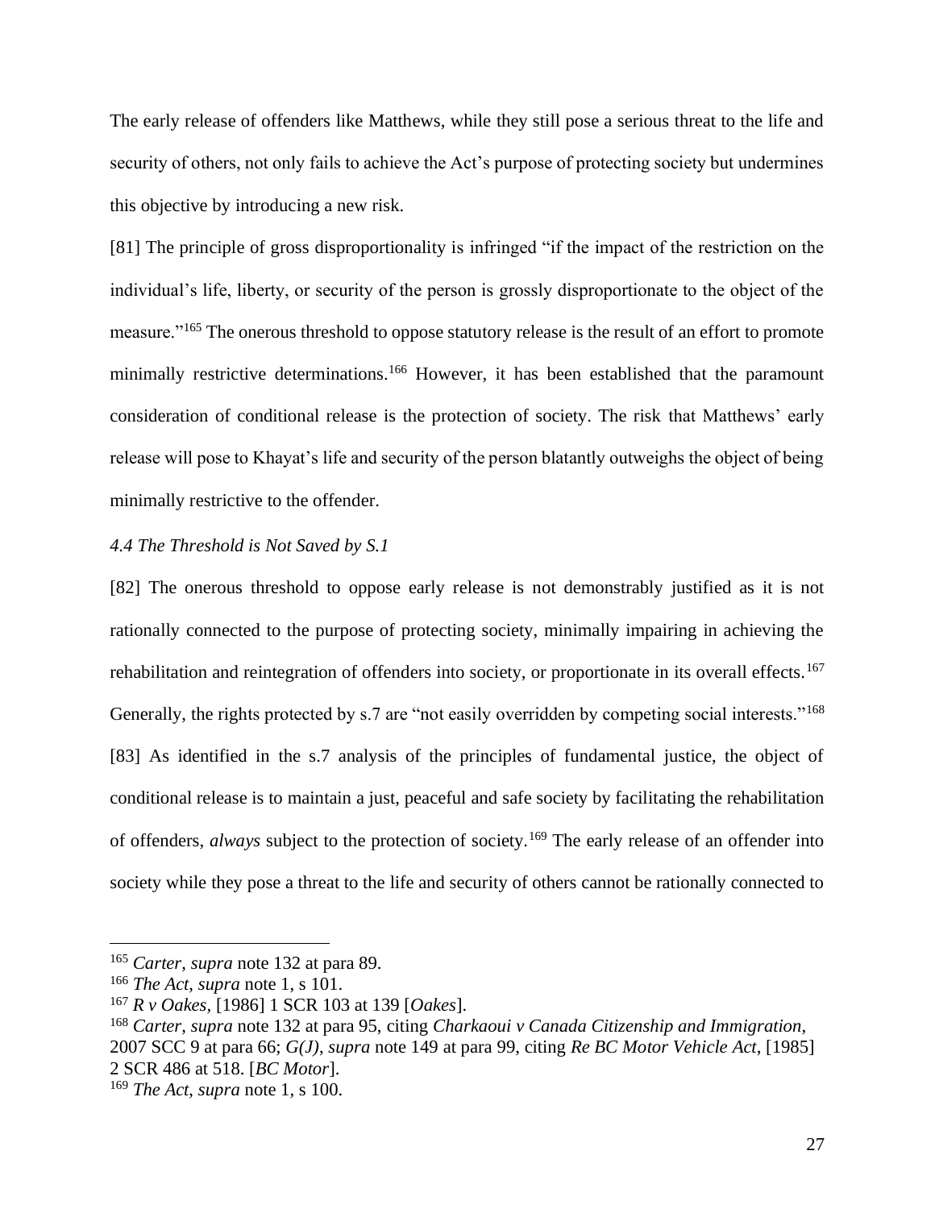The early release of offenders like Matthews, while they still pose a serious threat to the life and security of others, not only fails to achieve the Act's purpose of protecting society but undermines this objective by introducing a new risk.

[81] The principle of gross disproportionality is infringed "if the impact of the restriction on the individual's life, liberty, or security of the person is grossly disproportionate to the object of the measure."[165] The onerous threshold to oppose statutory release is the result of an effort to promote minimally restrictive determinations.[166] However, it has been established that the paramount consideration of conditional release is the protection of society. The risk that Matthews' early release will pose to Khayat's life and security of the person blatantly outweighs the object of being minimally restrictive to the offender.

*4.4 The Threshold is Not Saved by S.1*

[82] The onerous threshold to oppose early release is not demonstrably justified as it is not rationally connected to the purpose of protecting society, minimally impairing in achieving the rehabilitation and reintegration of offenders into society, or proportionate in its overall effects.[167] Generally, the rights protected by s.7 are "not easily overridden by competing social interests."[168]

[83] As identified in the s.7 analysis of the principles of fundamental justice, the object of conditional release is to maintain a just, peaceful and safe society by facilitating the rehabilitation of offenders, *always* subject to the protection of society.[169] The early release of an offender into society while they pose a threat to the life and security of others cannot be rationally connected to

---

[165] *Carter*, *supra* note 132 at para 89.

[166] *The Act*, *supra* note 1, s 101.

[167] *R v Oakes*, [1986] 1 SCR 103 at 139 [*Oakes*].

[168] *Carter*, *supra* note 132 at para 95, citing *Charkaoui v Canada Citizenship and Immigration*, 2007 SCC 9 at para 66; *G(J)*, *supra* note 149 at para 99, citing *Re BC Motor Vehicle Act*, [1985] 2 SCR 486 at 518. [*BC Motor*].

[169] *The Act*, *supra* note 1, s 100.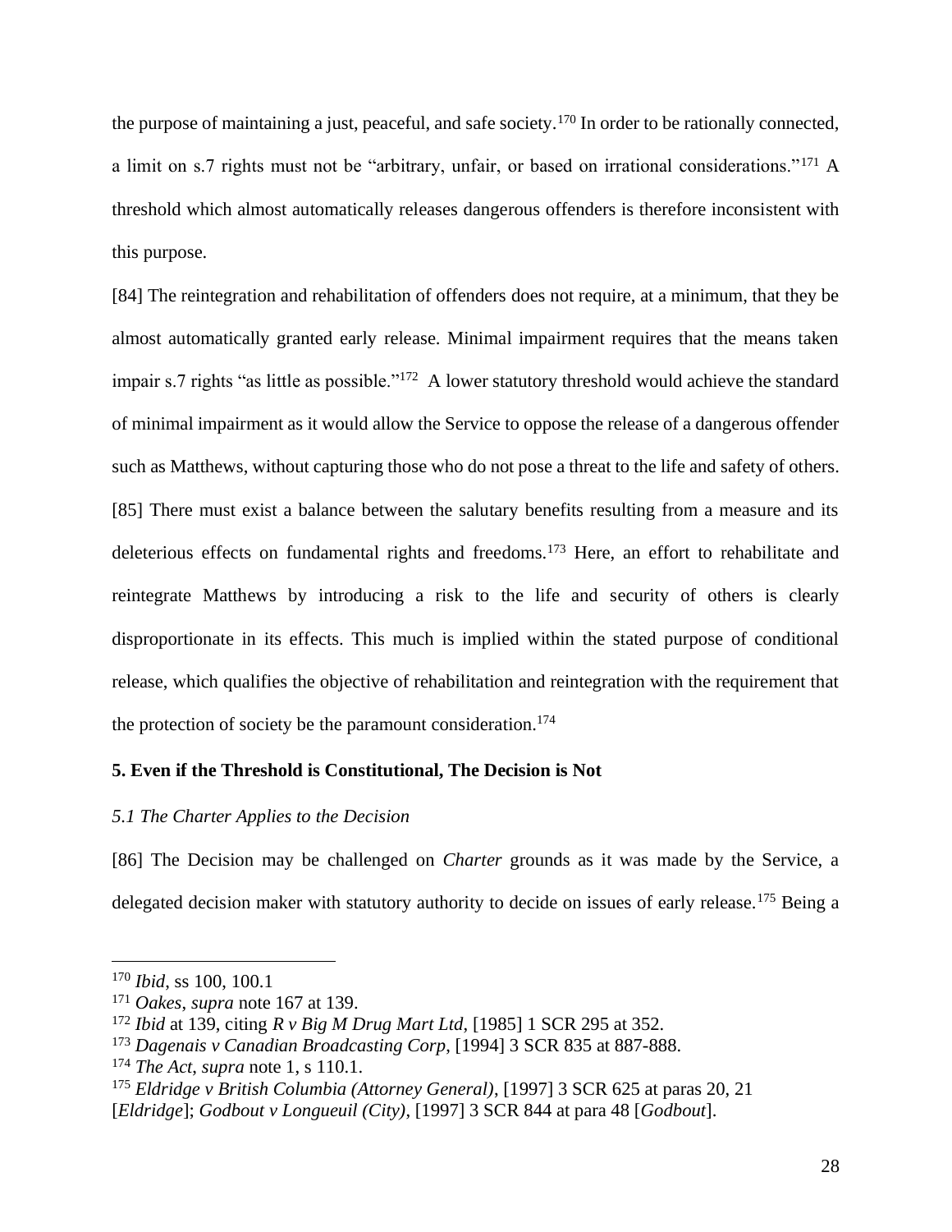the purpose of maintaining a just, peaceful, and safe society.[170] In order to be rationally connected, a limit on s.7 rights must not be "arbitrary, unfair, or based on irrational considerations."[171] A threshold which almost automatically releases dangerous offenders is therefore inconsistent with this purpose.

[84] The reintegration and rehabilitation of offenders does not require, at a minimum, that they be almost automatically granted early release. Minimal impairment requires that the means taken impair s.7 rights "as little as possible."[172] A lower statutory threshold would achieve the standard of minimal impairment as it would allow the Service to oppose the release of a dangerous offender such as Matthews, without capturing those who do not pose a threat to the life and safety of others.

[85] There must exist a balance between the salutary benefits resulting from a measure and its deleterious effects on fundamental rights and freedoms.[173] Here, an effort to rehabilitate and reintegrate Matthews by introducing a risk to the life and security of others is clearly disproportionate in its effects. This much is implied within the stated purpose of conditional release, which qualifies the objective of rehabilitation and reintegration with the requirement that the protection of society be the paramount consideration.[174]

### 5. Even if the Threshold is Constitutional, The Decision is Not

#### *5.1 The Charter Applies to the Decision*

[86] The Decision may be challenged on *Charter* grounds as it was made by the Service, a delegated decision maker with statutory authority to decide on issues of early release.[175] Being a

---

[170] *Ibid*, ss 100, 100.1

[171] *Oakes*, *supra* note 167 at 139.

[172] *Ibid* at 139, citing *R v Big M Drug Mart Ltd*, [1985] 1 SCR 295 at 352.

[173] *Dagenais v Canadian Broadcasting Corp*, [1994] 3 SCR 835 at 887-888.

[174] *The Act*, *supra* note 1, s 110.1.

[175] *Eldridge v British Columbia (Attorney General)*, [1997] 3 SCR 625 at paras 20, 21 [*Eldridge*]; *Godbout v Longueuil (City)*, [1997] 3 SCR 844 at para 48 [*Godbout*].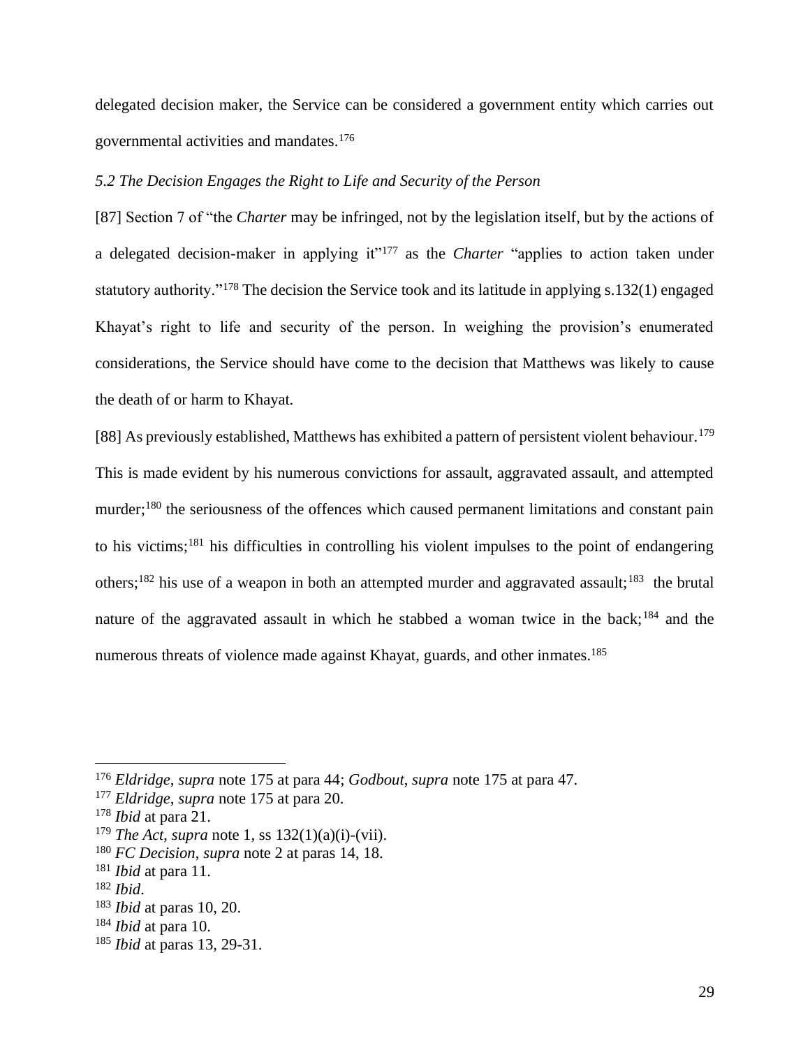delegated decision maker, the Service can be considered a government entity which carries out governmental activities and mandates.[176]

*5.2 The Decision Engages the Right to Life and Security of the Person*

[87] Section 7 of "the *Charter* may be infringed, not by the legislation itself, but by the actions of a delegated decision-maker in applying it"[177] as the *Charter* "applies to action taken under statutory authority."[178] The decision the Service took and its latitude in applying s.132(1) engaged Khayat's right to life and security of the person. In weighing the provision's enumerated considerations, the Service should have come to the decision that Matthews was likely to cause the death of or harm to Khayat.

[88] As previously established, Matthews has exhibited a pattern of persistent violent behaviour.[179] This is made evident by his numerous convictions for assault, aggravated assault, and attempted murder;[180] the seriousness of the offences which caused permanent limitations and constant pain to his victims;[181] his difficulties in controlling his violent impulses to the point of endangering others;[182] his use of a weapon in both an attempted murder and aggravated assault;[183] the brutal nature of the aggravated assault in which he stabbed a woman twice in the back;[184] and the numerous threats of violence made against Khayat, guards, and other inmates.[185]

---

[176] *Eldridge*, *supra* note 175 at para 44; *Godbout*, *supra* note 175 at para 47.

[177] *Eldridge*, *supra* note 175 at para 20.

[178] *Ibid* at para 21.

[179] *The Act*, *supra* note 1, ss 132(1)(a)(i)-(vii).

[180] *FC Decision*, *supra* note 2 at paras 14, 18.

[181] *Ibid* at para 11.

[182] *Ibid*.

[183] *Ibid* at paras 10, 20.

[184] *Ibid* at para 10.

[185] *Ibid* at paras 13, 29-31.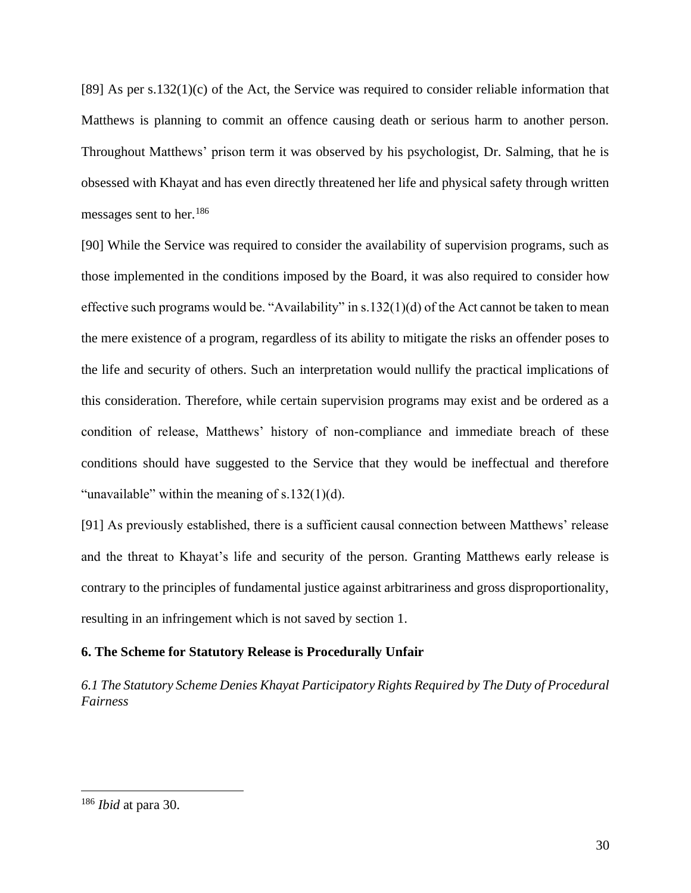[89] As per s.132(1)(c) of the Act, the Service was required to consider reliable information that Matthews is planning to commit an offence causing death or serious harm to another person. Throughout Matthews' prison term it was observed by his psychologist, Dr. Salming, that he is obsessed with Khayat and has even directly threatened her life and physical safety through written messages sent to her.[186]

[90] While the Service was required to consider the availability of supervision programs, such as those implemented in the conditions imposed by the Board, it was also required to consider how effective such programs would be. "Availability" in s.132(1)(d) of the Act cannot be taken to mean the mere existence of a program, regardless of its ability to mitigate the risks an offender poses to the life and security of others. Such an interpretation would nullify the practical implications of this consideration. Therefore, while certain supervision programs may exist and be ordered as a condition of release, Matthews' history of non-compliance and immediate breach of these conditions should have suggested to the Service that they would be ineffectual and therefore "unavailable" within the meaning of s.132(1)(d).

[91] As previously established, there is a sufficient causal connection between Matthews' release and the threat to Khayat's life and security of the person. Granting Matthews early release is contrary to the principles of fundamental justice against arbitrariness and gross disproportionality, resulting in an infringement which is not saved by section 1.

## 6. The Scheme for Statutory Release is Procedurally Unfair

### *6.1 The Statutory Scheme Denies Khayat Participatory Rights Required by The Duty of Procedural Fairness*

---

[186] *Ibid* at para 30.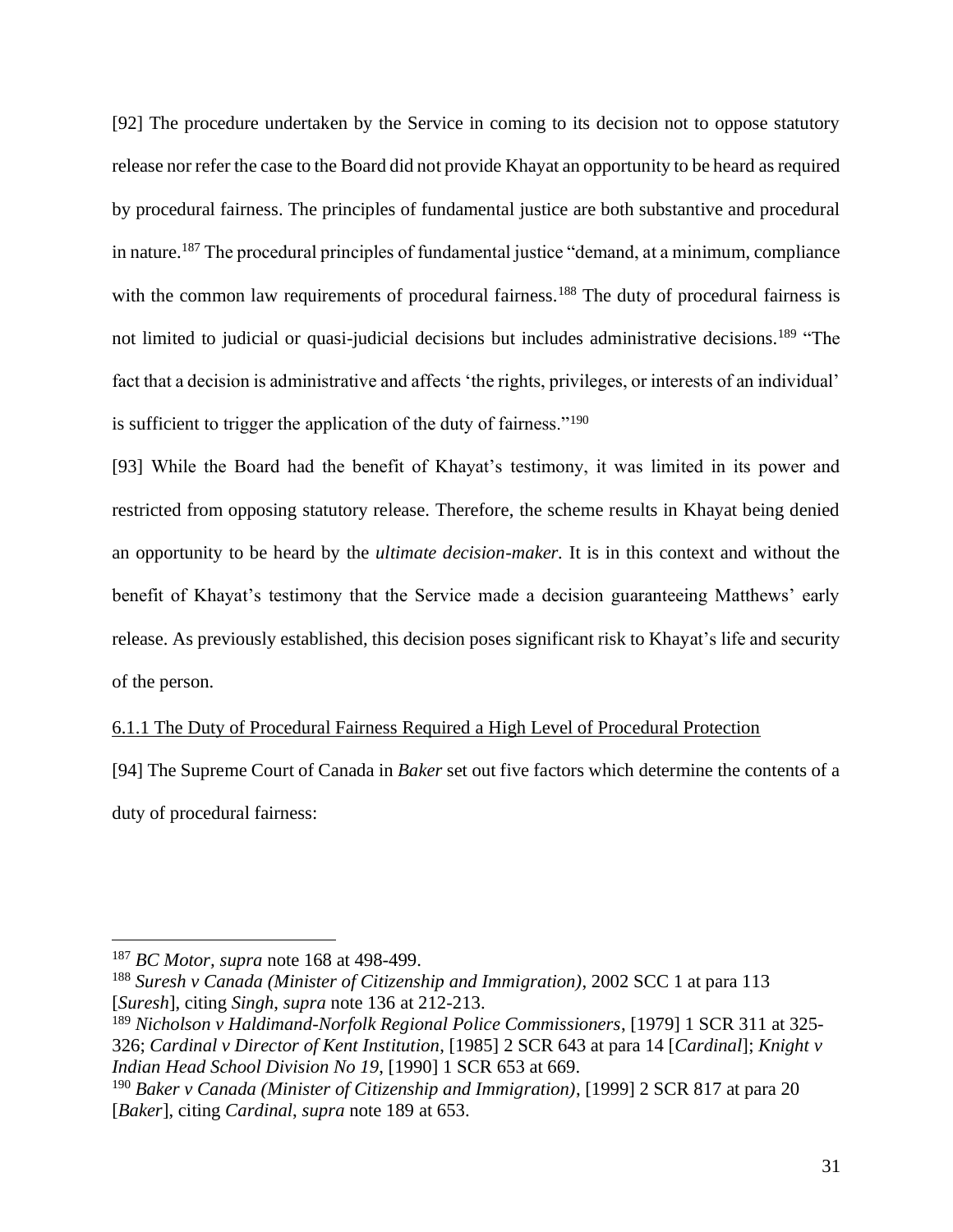[92] The procedure undertaken by the Service in coming to its decision not to oppose statutory release nor refer the case to the Board did not provide Khayat an opportunity to be heard as required by procedural fairness. The principles of fundamental justice are both substantive and procedural in nature.[187] The procedural principles of fundamental justice "demand, at a minimum, compliance with the common law requirements of procedural fairness.[188] The duty of procedural fairness is not limited to judicial or quasi-judicial decisions but includes administrative decisions.[189] "The fact that a decision is administrative and affects 'the rights, privileges, or interests of an individual' is sufficient to trigger the application of the duty of fairness."[190]

[93] While the Board had the benefit of Khayat's testimony, it was limited in its power and restricted from opposing statutory release. Therefore, the scheme results in Khayat being denied an opportunity to be heard by the *ultimate decision-maker*. It is in this context and without the benefit of Khayat's testimony that the Service made a decision guaranteeing Matthews' early release. As previously established, this decision poses significant risk to Khayat's life and security of the person.

6.1.1 The Duty of Procedural Fairness Required a High Level of Procedural Protection

[94] The Supreme Court of Canada in *Baker* set out five factors which determine the contents of a duty of procedural fairness:

---

[187] *BC Motor*, *supra* note 168 at 498-499.

[188] *Suresh v Canada (Minister of Citizenship and Immigration)*, 2002 SCC 1 at para 113 [*Suresh*], citing *Singh*, *supra* note 136 at 212-213.

[189] *Nicholson v Haldimand-Norfolk Regional Police Commissioners*, [1979] 1 SCR 311 at 325-326; *Cardinal v Director of Kent Institution*, [1985] 2 SCR 643 at para 14 [*Cardinal*]; *Knight v Indian Head School Division No 19*, [1990] 1 SCR 653 at 669.

[190] *Baker v Canada (Minister of Citizenship and Immigration)*, [1999] 2 SCR 817 at para 20 [*Baker*], citing *Cardinal*, *supra* note 189 at 653.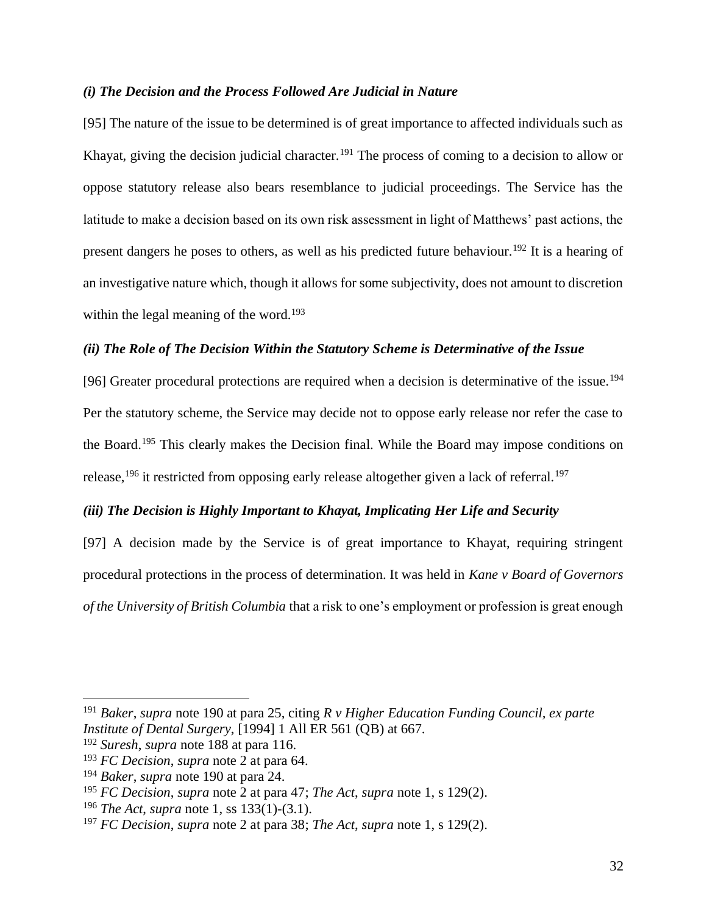### *(i) The Decision and the Process Followed Are Judicial in Nature*

[95] The nature of the issue to be determined is of great importance to affected individuals such as Khayat, giving the decision judicial character.[191] The process of coming to a decision to allow or oppose statutory release also bears resemblance to judicial proceedings. The Service has the latitude to make a decision based on its own risk assessment in light of Matthews' past actions, the present dangers he poses to others, as well as his predicted future behaviour.[192] It is a hearing of an investigative nature which, though it allows for some subjectivity, does not amount to discretion within the legal meaning of the word.[193]

### *(ii) The Role of The Decision Within the Statutory Scheme is Determinative of the Issue*

[96] Greater procedural protections are required when a decision is determinative of the issue.[194] Per the statutory scheme, the Service may decide not to oppose early release nor refer the case to the Board.[195] This clearly makes the Decision final. While the Board may impose conditions on release,[196] it restricted from opposing early release altogether given a lack of referral.[197]

### *(iii) The Decision is Highly Important to Khayat, Implicating Her Life and Security*

[97] A decision made by the Service is of great importance to Khayat, requiring stringent procedural protections in the process of determination. It was held in *Kane v Board of Governors of the University of British Columbia* that a risk to one's employment or profession is great enough

---

[191] *Baker*, *supra* note 190 at para 25, citing *R v Higher Education Funding Council, ex parte Institute of Dental Surgery*, [1994] 1 All ER 561 (QB) at 667.

[192] *Suresh*, *supra* note 188 at para 116.

[193] *FC Decision*, *supra* note 2 at para 64.

[194] *Baker*, *supra* note 190 at para 24.

[195] *FC Decision*, *supra* note 2 at para 47; *The Act*, *supra* note 1, s 129(2).

[196] *The Act*, *supra* note 1, ss 133(1)-(3.1).

[197] *FC Decision*, *supra* note 2 at para 38; *The Act*, *supra* note 1, s 129(2).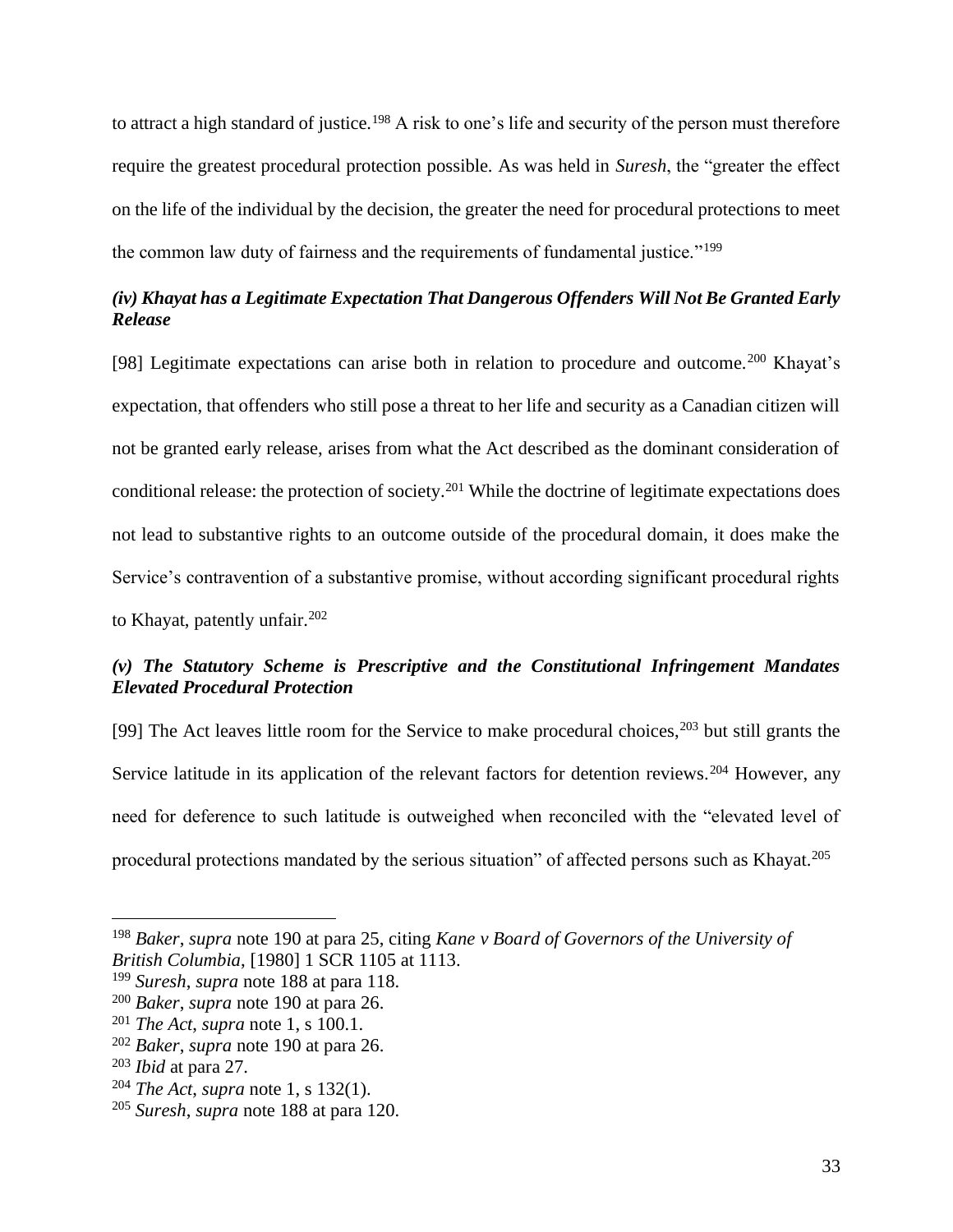to attract a high standard of justice.[198] A risk to one's life and security of the person must therefore require the greatest procedural protection possible. As was held in *Suresh*, the "greater the effect on the life of the individual by the decision, the greater the need for procedural protections to meet the common law duty of fairness and the requirements of fundamental justice."[199]

### *(iv) Khayat has a Legitimate Expectation That Dangerous Offenders Will Not Be Granted Early Release*

[98] Legitimate expectations can arise both in relation to procedure and outcome.[200] Khayat's expectation, that offenders who still pose a threat to her life and security as a Canadian citizen will not be granted early release, arises from what the Act described as the dominant consideration of conditional release: the protection of society.[201] While the doctrine of legitimate expectations does not lead to substantive rights to an outcome outside of the procedural domain, it does make the Service's contravention of a substantive promise, without according significant procedural rights to Khayat, patently unfair.[202]

### *(v) The Statutory Scheme is Prescriptive and the Constitutional Infringement Mandates Elevated Procedural Protection*

[99] The Act leaves little room for the Service to make procedural choices,[203] but still grants the Service latitude in its application of the relevant factors for detention reviews.[204] However, any need for deference to such latitude is outweighed when reconciled with the "elevated level of procedural protections mandated by the serious situation" of affected persons such as Khayat.[205]

---

[198] *Baker*, *supra* note 190 at para 25, citing *Kane v Board of Governors of the University of British Columbia*, [1980] 1 SCR 1105 at 1113.

[199] *Suresh*, *supra* note 188 at para 118.

[200] *Baker*, *supra* note 190 at para 26.

[201] *The Act*, *supra* note 1, s 100.1.

[202] *Baker*, *supra* note 190 at para 26.

[203] *Ibid* at para 27.

[204] *The Act*, *supra* note 1, s 132(1).

[205] *Suresh*, *supra* note 188 at para 120.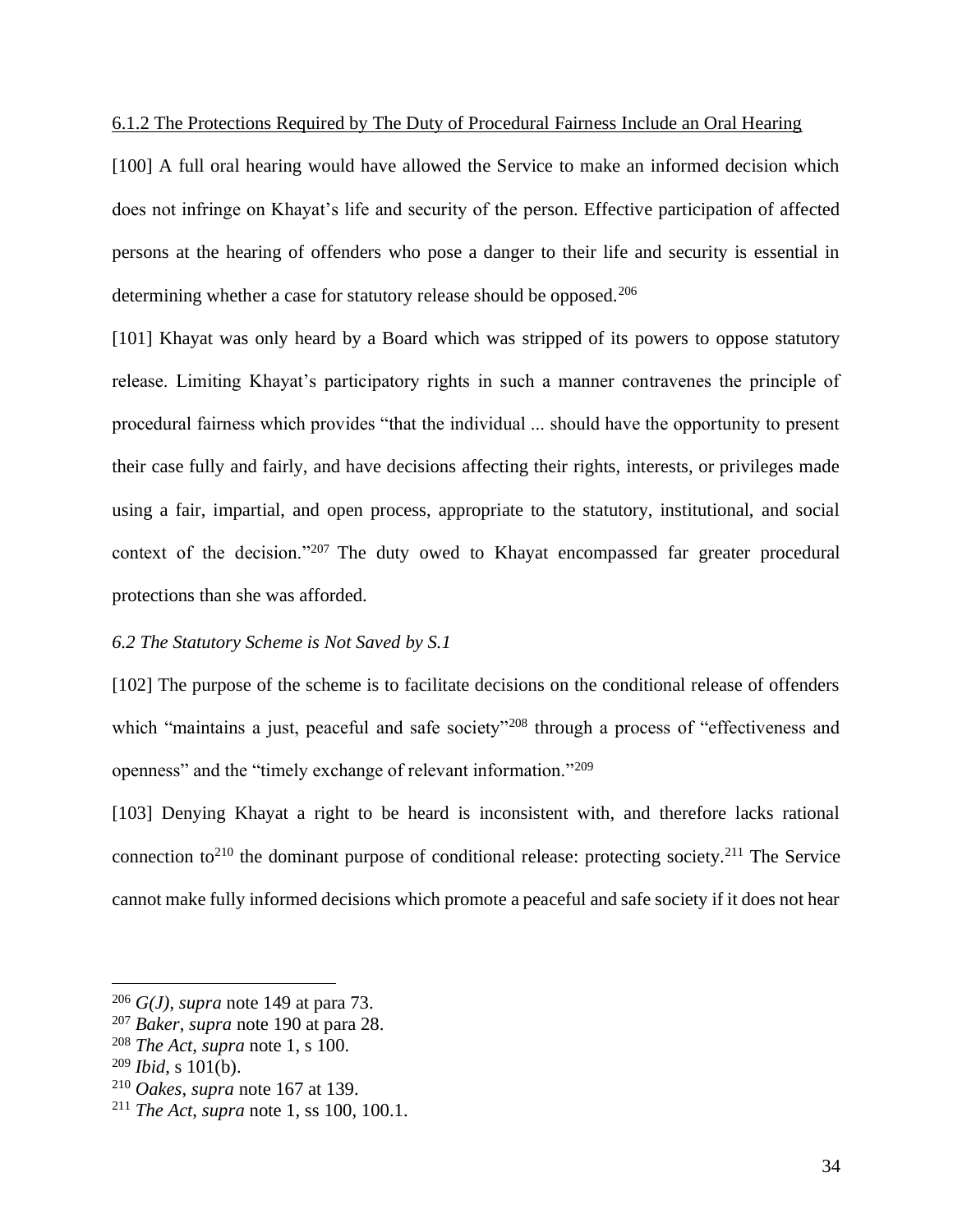6.1.2 The Protections Required by The Duty of Procedural Fairness Include an Oral Hearing

[100] A full oral hearing would have allowed the Service to make an informed decision which does not infringe on Khayat's life and security of the person. Effective participation of affected persons at the hearing of offenders who pose a danger to their life and security is essential in determining whether a case for statutory release should be opposed.[206]

[101] Khayat was only heard by a Board which was stripped of its powers to oppose statutory release. Limiting Khayat's participatory rights in such a manner contravenes the principle of procedural fairness which provides "that the individual ... should have the opportunity to present their case fully and fairly, and have decisions affecting their rights, interests, or privileges made using a fair, impartial, and open process, appropriate to the statutory, institutional, and social context of the decision."[207] The duty owed to Khayat encompassed far greater procedural protections than she was afforded.

*6.2 The Statutory Scheme is Not Saved by S.1*

[102] The purpose of the scheme is to facilitate decisions on the conditional release of offenders which "maintains a just, peaceful and safe society"[208] through a process of "effectiveness and openness" and the "timely exchange of relevant information."[209]

[103] Denying Khayat a right to be heard is inconsistent with, and therefore lacks rational connection to[210] the dominant purpose of conditional release: protecting society.[211] The Service cannot make fully informed decisions which promote a peaceful and safe society if it does not hear

---

[206] *G(J)*, *supra* note 149 at para 73.
[207] *Baker*, *supra* note 190 at para 28.
[208] *The Act*, *supra* note 1, s 100.
[209] *Ibid*, s 101(b).
[210] *Oakes*, *supra* note 167 at 139.
[211] *The Act*, *supra* note 1, ss 100, 100.1.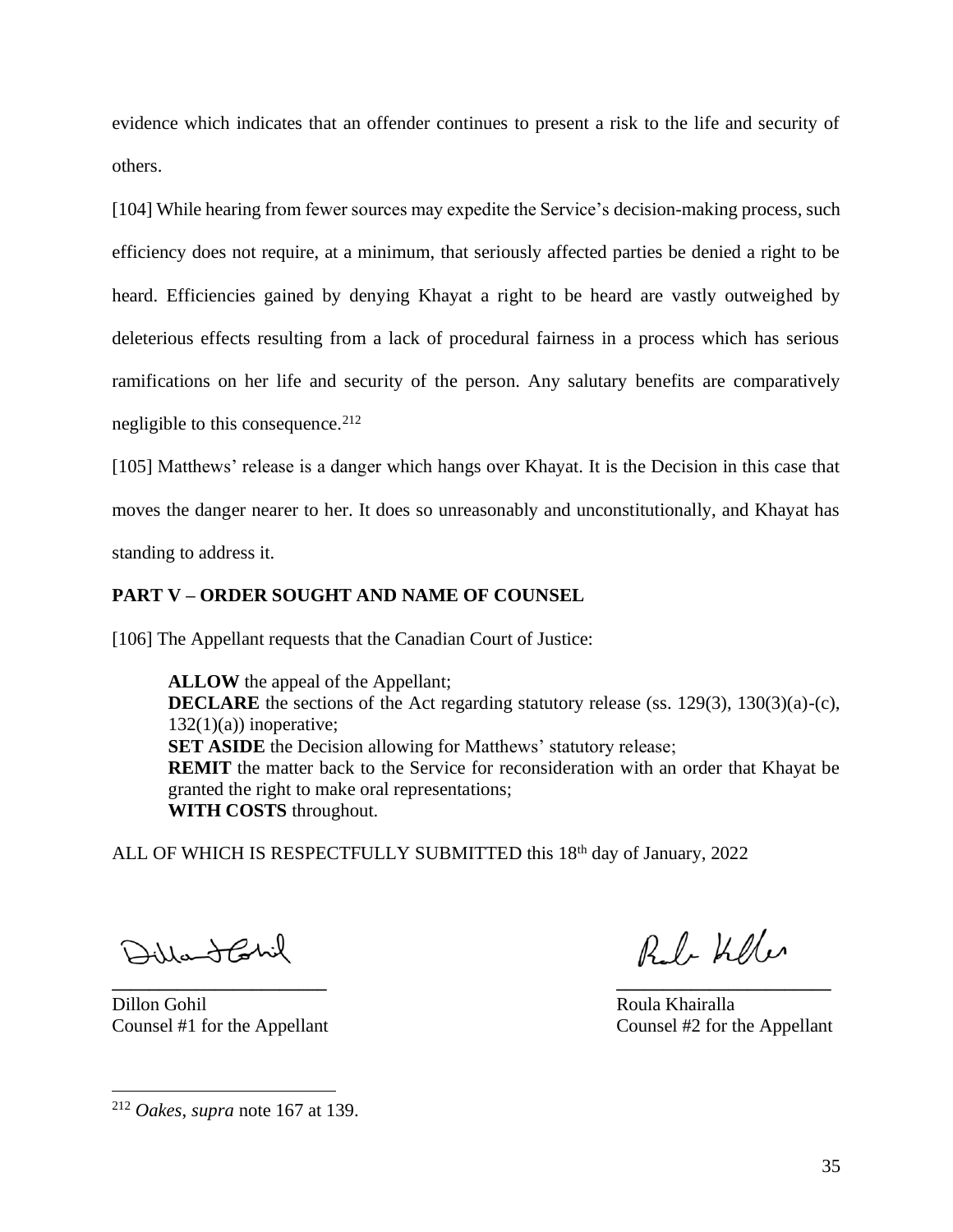evidence which indicates that an offender continues to present a risk to the life and security of others.

[104] While hearing from fewer sources may expedite the Service's decision-making process, such efficiency does not require, at a minimum, that seriously affected parties be denied a right to be heard. Efficiencies gained by denying Khayat a right to be heard are vastly outweighed by deleterious effects resulting from a lack of procedural fairness in a process which has serious ramifications on her life and security of the person. Any salutary benefits are comparatively negligible to this consequence.[212]

[105] Matthews' release is a danger which hangs over Khayat. It is the Decision in this case that moves the danger nearer to her. It does so unreasonably and unconstitutionally, and Khayat has standing to address it.

## PART V – ORDER SOUGHT AND NAME OF COUNSEL

[106] The Appellant requests that the Canadian Court of Justice:

> **ALLOW** the appeal of the Appellant;
> **DECLARE** the sections of the Act regarding statutory release (ss. 129(3), 130(3)(a)-(c), 132(1)(a)) inoperative;
> **SET ASIDE** the Decision allowing for Matthews' statutory release;
> **REMIT** the matter back to the Service for reconsideration with an order that Khayat be granted the right to make oral representations;
> **WITH COSTS** throughout.

ALL OF WHICH IS RESPECTFULLY SUBMITTED this 18th day of January, 2022

\_\_\_\_\_\_\_\_\_\_\_\_\_\_\_\_\_\_\_\_\_\_
Dillon Gohil
Counsel #1 for the Appellant

\_\_\_\_\_\_\_\_\_\_\_\_\_\_\_\_\_\_\_\_\_\_
Roula Khairalla
Counsel #2 for the Appellant

---

[212] *Oakes*, *supra* note 167 at 139.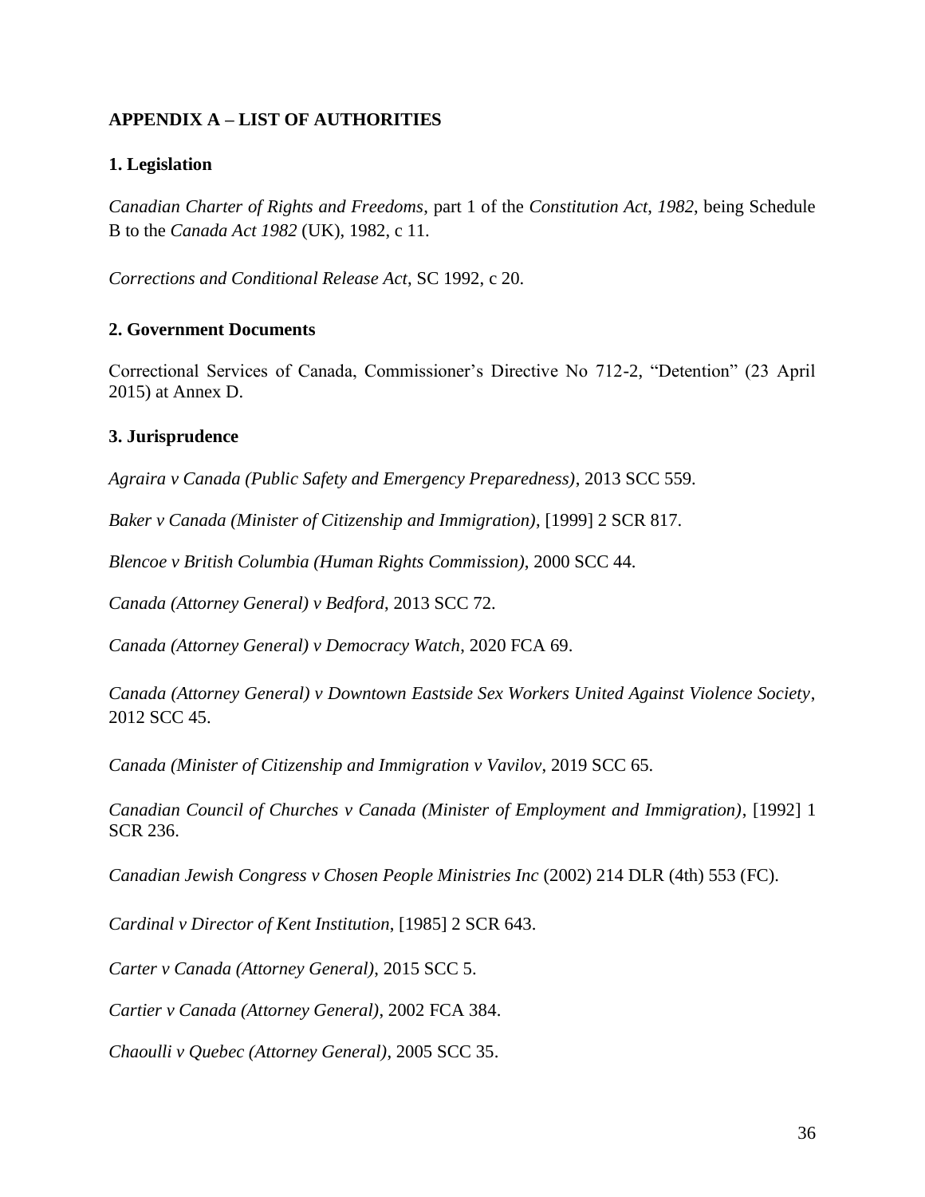## APPENDIX A – LIST OF AUTHORITIES

### 1. Legislation

*Canadian Charter of Rights and Freedoms*, part 1 of the *Constitution Act, 1982*, being Schedule B to the *Canada Act 1982* (UK), 1982, c 11.

*Corrections and Conditional Release Act*, SC 1992, c 20.

### 2. Government Documents

Correctional Services of Canada, Commissioner's Directive No 712-2, "Detention" (23 April 2015) at Annex D.

### 3. Jurisprudence

*Agraira v Canada (Public Safety and Emergency Preparedness)*, 2013 SCC 559.

*Baker v Canada (Minister of Citizenship and Immigration)*, [1999] 2 SCR 817.

*Blencoe v British Columbia (Human Rights Commission)*, 2000 SCC 44.

*Canada (Attorney General) v Bedford*, 2013 SCC 72.

*Canada (Attorney General) v Democracy Watch*, 2020 FCA 69.

*Canada (Attorney General) v Downtown Eastside Sex Workers United Against Violence Society*, 2012 SCC 45.

*Canada (Minister of Citizenship and Immigration v Vavilov*, 2019 SCC 65.

*Canadian Council of Churches v Canada (Minister of Employment and Immigration)*, [1992] 1 SCR 236.

*Canadian Jewish Congress v Chosen People Ministries Inc* (2002) 214 DLR (4th) 553 (FC).

*Cardinal v Director of Kent Institution*, [1985] 2 SCR 643.

*Carter v Canada (Attorney General)*, 2015 SCC 5.

*Cartier v Canada (Attorney General)*, 2002 FCA 384.

*Chaoulli v Quebec (Attorney General)*, 2005 SCC 35.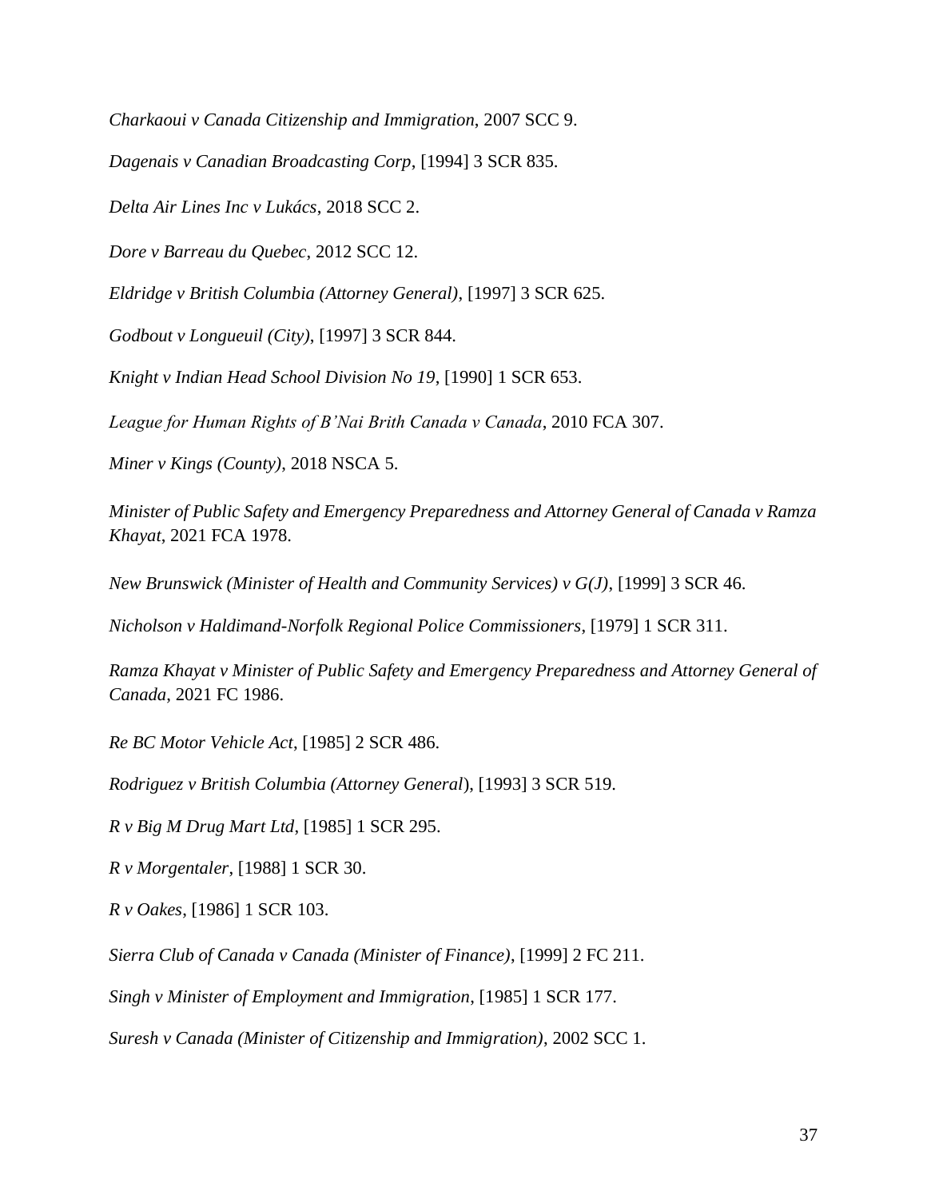*Charkaoui v Canada Citizenship and Immigration*, 2007 SCC 9.

*Dagenais v Canadian Broadcasting Corp*, [1994] 3 SCR 835.

*Delta Air Lines Inc v Lukács*, 2018 SCC 2.

*Dore v Barreau du Quebec*, 2012 SCC 12.

*Eldridge v British Columbia (Attorney General)*, [1997] 3 SCR 625.

*Godbout v Longueuil (City)*, [1997] 3 SCR 844.

*Knight v Indian Head School Division No 19*, [1990] 1 SCR 653.

*League for Human Rights of B'Nai Brith Canada v Canada*, 2010 FCA 307.

*Miner v Kings (County)*, 2018 NSCA 5.

*Minister of Public Safety and Emergency Preparedness and Attorney General of Canada v Ramza Khayat*, 2021 FCA 1978.

*New Brunswick (Minister of Health and Community Services) v G(J)*, [1999] 3 SCR 46.

*Nicholson v Haldimand-Norfolk Regional Police Commissioners*, [1979] 1 SCR 311.

*Ramza Khayat v Minister of Public Safety and Emergency Preparedness and Attorney General of Canada*, 2021 FC 1986.

*Re BC Motor Vehicle Act*, [1985] 2 SCR 486.

*Rodriguez v British Columbia (Attorney General*), [1993] 3 SCR 519.

*R v Big M Drug Mart Ltd*, [1985] 1 SCR 295.

*R v Morgentaler*, [1988] 1 SCR 30.

*R v Oakes*, [1986] 1 SCR 103.

*Sierra Club of Canada v Canada (Minister of Finance)*, [1999] 2 FC 211.

*Singh v Minister of Employment and Immigration*, [1985] 1 SCR 177.

*Suresh v Canada (Minister of Citizenship and Immigration)*, 2002 SCC 1.